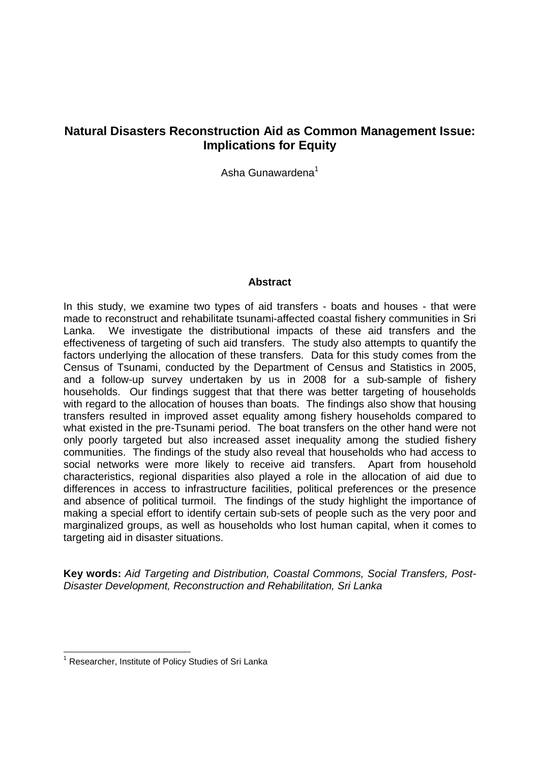# Natural Disasters Reconstruction Aid as Common Management Issue: Implications for Equity

Asha Gunawardena[1]

## Abstract

In this study, we examine two types of aid transfers - boats and houses - that were made to reconstruct and rehabilitate tsunami-affected coastal fishery communities in Sri Lanka. We investigate the distributional impacts of these aid transfers and the effectiveness of targeting of such aid transfers. The study also attempts to quantify the factors underlying the allocation of these transfers. Data for this study comes from the Census of Tsunami, conducted by the Department of Census and Statistics in 2005, and a follow-up survey undertaken by us in 2008 for a sub-sample of fishery households. Our findings suggest that that there was better targeting of households with regard to the allocation of houses than boats. The findings also show that housing transfers resulted in improved asset equality among fishery households compared to what existed in the pre-Tsunami period. The boat transfers on the other hand were not only poorly targeted but also increased asset inequality among the studied fishery communities. The findings of the study also reveal that households who had access to social networks were more likely to receive aid transfers. Apart from household characteristics, regional disparities also played a role in the allocation of aid due to differences in access to infrastructure facilities, political preferences or the presence and absence of political turmoil. The findings of the study highlight the importance of making a special effort to identify certain sub-sets of people such as the very poor and marginalized groups, as well as households who lost human capital, when it comes to targeting aid in disaster situations.

**Key words:** *Aid Targeting and Distribution, Coastal Commons, Social Transfers, Post-Disaster Development, Reconstruction and Rehabilitation, Sri Lanka*

[1] Researcher, Institute of Policy Studies of Sri Lanka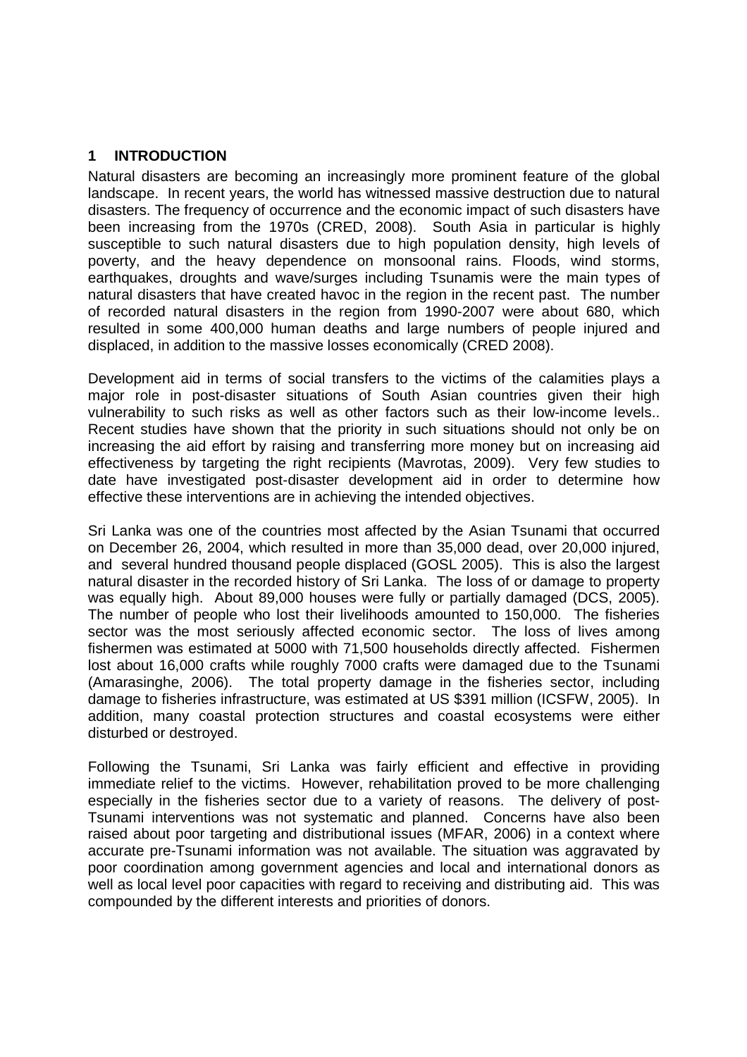# 1 INTRODUCTION

Natural disasters are becoming an increasingly more prominent feature of the global landscape. In recent years, the world has witnessed massive destruction due to natural disasters. The frequency of occurrence and the economic impact of such disasters have been increasing from the 1970s (CRED, 2008). South Asia in particular is highly susceptible to such natural disasters due to high population density, high levels of poverty, and the heavy dependence on monsoonal rains. Floods, wind storms, earthquakes, droughts and wave/surges including Tsunamis were the main types of natural disasters that have created havoc in the region in the recent past. The number of recorded natural disasters in the region from 1990-2007 were about 680, which resulted in some 400,000 human deaths and large numbers of people injured and displaced, in addition to the massive losses economically (CRED 2008).

Development aid in terms of social transfers to the victims of the calamities plays a major role in post-disaster situations of South Asian countries given their high vulnerability to such risks as well as other factors such as their low-income levels.. Recent studies have shown that the priority in such situations should not only be on increasing the aid effort by raising and transferring more money but on increasing aid effectiveness by targeting the right recipients (Mavrotas, 2009). Very few studies to date have investigated post-disaster development aid in order to determine how effective these interventions are in achieving the intended objectives.

Sri Lanka was one of the countries most affected by the Asian Tsunami that occurred on December 26, 2004, which resulted in more than 35,000 dead, over 20,000 injured, and several hundred thousand people displaced (GOSL 2005). This is also the largest natural disaster in the recorded history of Sri Lanka. The loss of or damage to property was equally high. About 89,000 houses were fully or partially damaged (DCS, 2005). The number of people who lost their livelihoods amounted to 150,000. The fisheries sector was the most seriously affected economic sector. The loss of lives among fishermen was estimated at 5000 with 71,500 households directly affected. Fishermen lost about 16,000 crafts while roughly 7000 crafts were damaged due to the Tsunami (Amarasinghe, 2006). The total property damage in the fisheries sector, including damage to fisheries infrastructure, was estimated at US $391 million (ICSFW, 2005). In addition, many coastal protection structures and coastal ecosystems were either disturbed or destroyed.

Following the Tsunami, Sri Lanka was fairly efficient and effective in providing immediate relief to the victims. However, rehabilitation proved to be more challenging especially in the fisheries sector due to a variety of reasons. The delivery of post-Tsunami interventions was not systematic and planned. Concerns have also been raised about poor targeting and distributional issues (MFAR, 2006) in a context where accurate pre-Tsunami information was not available. The situation was aggravated by poor coordination among government agencies and local and international donors as well as local level poor capacities with regard to receiving and distributing aid. This was compounded by the different interests and priorities of donors.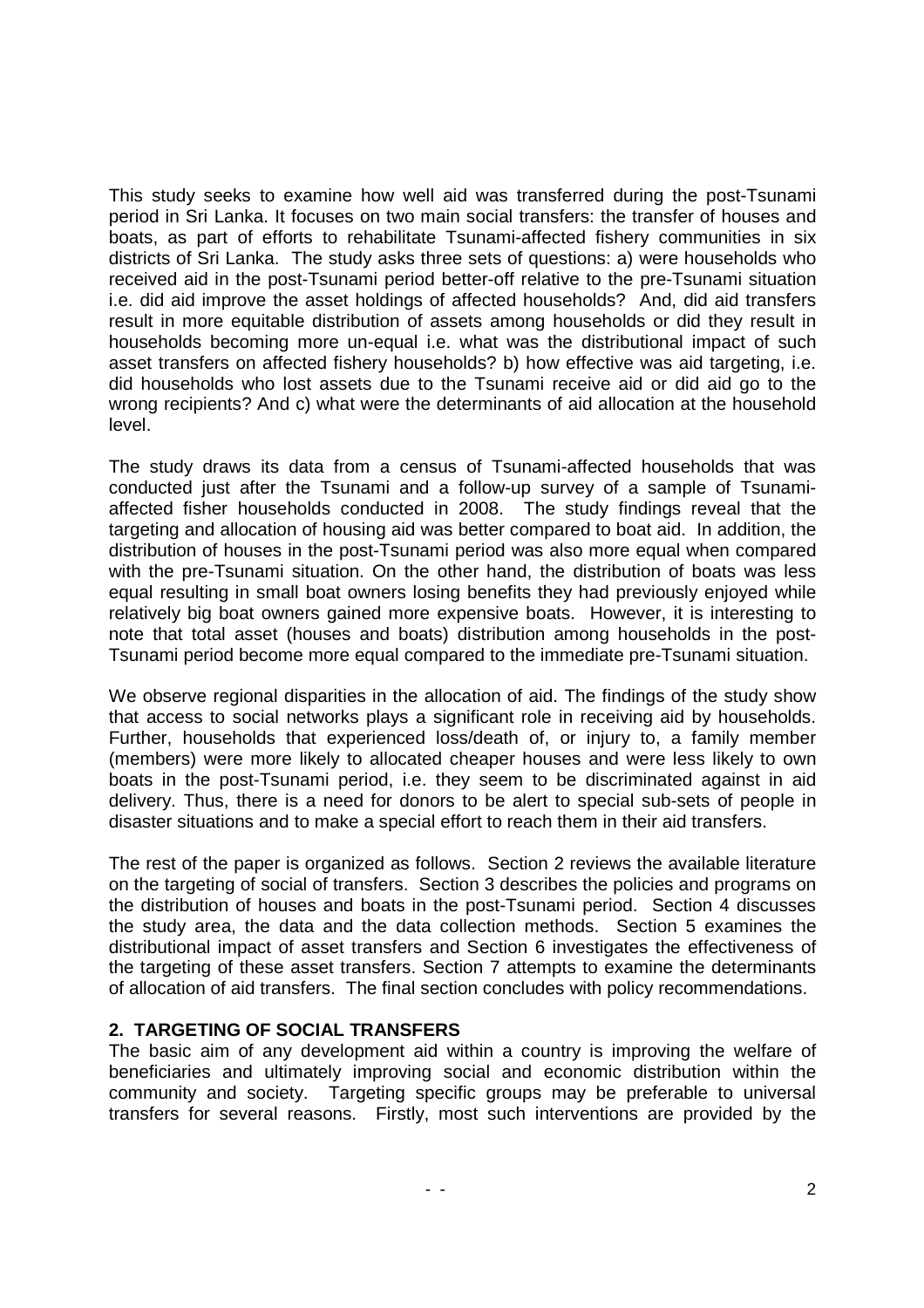This study seeks to examine how well aid was transferred during the post-Tsunami period in Sri Lanka. It focuses on two main social transfers: the transfer of houses and boats, as part of efforts to rehabilitate Tsunami-affected fishery communities in six districts of Sri Lanka. The study asks three sets of questions: a) were households who received aid in the post-Tsunami period better-off relative to the pre-Tsunami situation i.e. did aid improve the asset holdings of affected households? And, did aid transfers result in more equitable distribution of assets among households or did they result in households becoming more un-equal i.e. what was the distributional impact of such asset transfers on affected fishery households? b) how effective was aid targeting, i.e. did households who lost assets due to the Tsunami receive aid or did aid go to the wrong recipients? And c) what were the determinants of aid allocation at the household level.

The study draws its data from a census of Tsunami-affected households that was conducted just after the Tsunami and a follow-up survey of a sample of Tsunami-affected fisher households conducted in 2008. The study findings reveal that the targeting and allocation of housing aid was better compared to boat aid. In addition, the distribution of houses in the post-Tsunami period was also more equal when compared with the pre-Tsunami situation. On the other hand, the distribution of boats was less equal resulting in small boat owners losing benefits they had previously enjoyed while relatively big boat owners gained more expensive boats. However, it is interesting to note that total asset (houses and boats) distribution among households in the post-Tsunami period become more equal compared to the immediate pre-Tsunami situation.

We observe regional disparities in the allocation of aid. The findings of the study show that access to social networks plays a significant role in receiving aid by households. Further, households that experienced loss/death of, or injury to, a family member (members) were more likely to allocated cheaper houses and were less likely to own boats in the post-Tsunami period, i.e. they seem to be discriminated against in aid delivery. Thus, there is a need for donors to be alert to special sub-sets of people in disaster situations and to make a special effort to reach them in their aid transfers.

The rest of the paper is organized as follows. Section 2 reviews the available literature on the targeting of social of transfers. Section 3 describes the policies and programs on the distribution of houses and boats in the post-Tsunami period. Section 4 discusses the study area, the data and the data collection methods. Section 5 examines the distributional impact of asset transfers and Section 6 investigates the effectiveness of the targeting of these asset transfers. Section 7 attempts to examine the determinants of allocation of aid transfers. The final section concludes with policy recommendations.

## 2. TARGETING OF SOCIAL TRANSFERS

The basic aim of any development aid within a country is improving the welfare of beneficiaries and ultimately improving social and economic distribution within the community and society. Targeting specific groups may be preferable to universal transfers for several reasons. Firstly, most such interventions are provided by the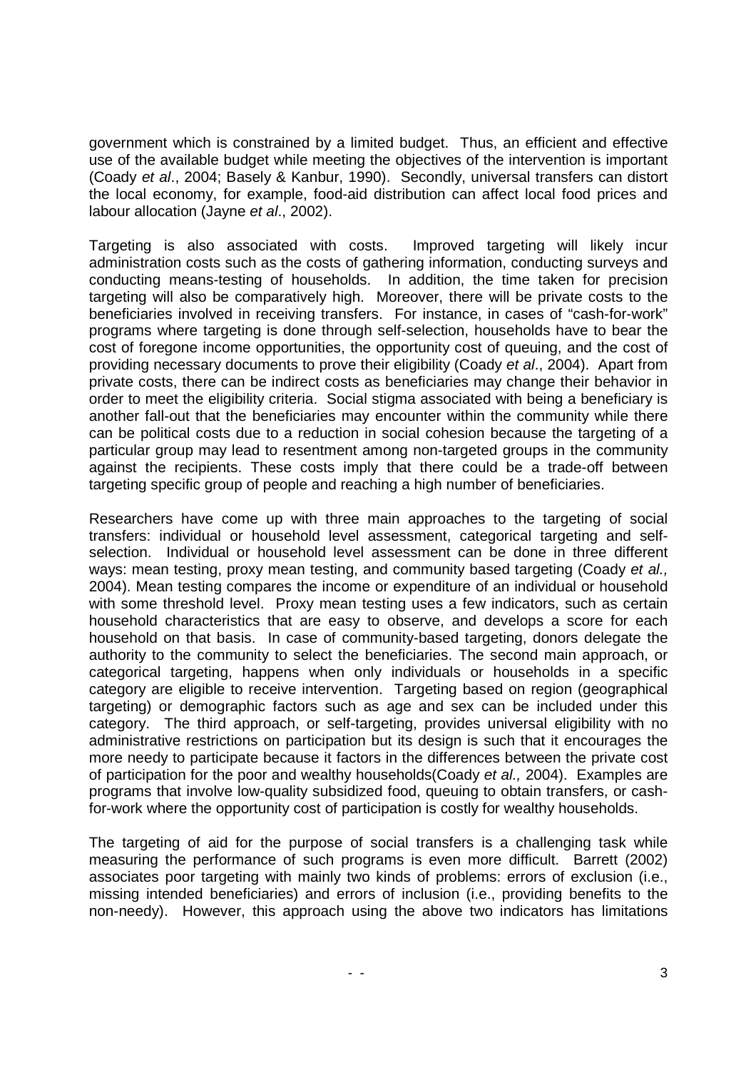government which is constrained by a limited budget. Thus, an efficient and effective use of the available budget while meeting the objectives of the intervention is important (Coady *et al*., 2004; Basely & Kanbur, 1990). Secondly, universal transfers can distort the local economy, for example, food-aid distribution can affect local food prices and labour allocation (Jayne *et al*., 2002).

Targeting is also associated with costs. Improved targeting will likely incur administration costs such as the costs of gathering information, conducting surveys and conducting means-testing of households. In addition, the time taken for precision targeting will also be comparatively high. Moreover, there will be private costs to the beneficiaries involved in receiving transfers. For instance, in cases of "cash-for-work" programs where targeting is done through self-selection, households have to bear the cost of foregone income opportunities, the opportunity cost of queuing, and the cost of providing necessary documents to prove their eligibility (Coady *et al*., 2004). Apart from private costs, there can be indirect costs as beneficiaries may change their behavior in order to meet the eligibility criteria. Social stigma associated with being a beneficiary is another fall-out that the beneficiaries may encounter within the community while there can be political costs due to a reduction in social cohesion because the targeting of a particular group may lead to resentment among non-targeted groups in the community against the recipients. These costs imply that there could be a trade-off between targeting specific group of people and reaching a high number of beneficiaries.

Researchers have come up with three main approaches to the targeting of social transfers: individual or household level assessment, categorical targeting and self-selection. Individual or household level assessment can be done in three different ways: mean testing, proxy mean testing, and community based targeting (Coady *et al.,* 2004). Mean testing compares the income or expenditure of an individual or household with some threshold level. Proxy mean testing uses a few indicators, such as certain household characteristics that are easy to observe, and develops a score for each household on that basis. In case of community-based targeting, donors delegate the authority to the community to select the beneficiaries. The second main approach, or categorical targeting, happens when only individuals or households in a specific category are eligible to receive intervention. Targeting based on region (geographical targeting) or demographic factors such as age and sex can be included under this category. The third approach, or self-targeting, provides universal eligibility with no administrative restrictions on participation but its design is such that it encourages the more needy to participate because it factors in the differences between the private cost of participation for the poor and wealthy households(Coady *et al.,* 2004). Examples are programs that involve low-quality subsidized food, queuing to obtain transfers, or cash-for-work where the opportunity cost of participation is costly for wealthy households.

The targeting of aid for the purpose of social transfers is a challenging task while measuring the performance of such programs is even more difficult. Barrett (2002) associates poor targeting with mainly two kinds of problems: errors of exclusion (i.e., missing intended beneficiaries) and errors of inclusion (i.e., providing benefits to the non-needy). However, this approach using the above two indicators has limitations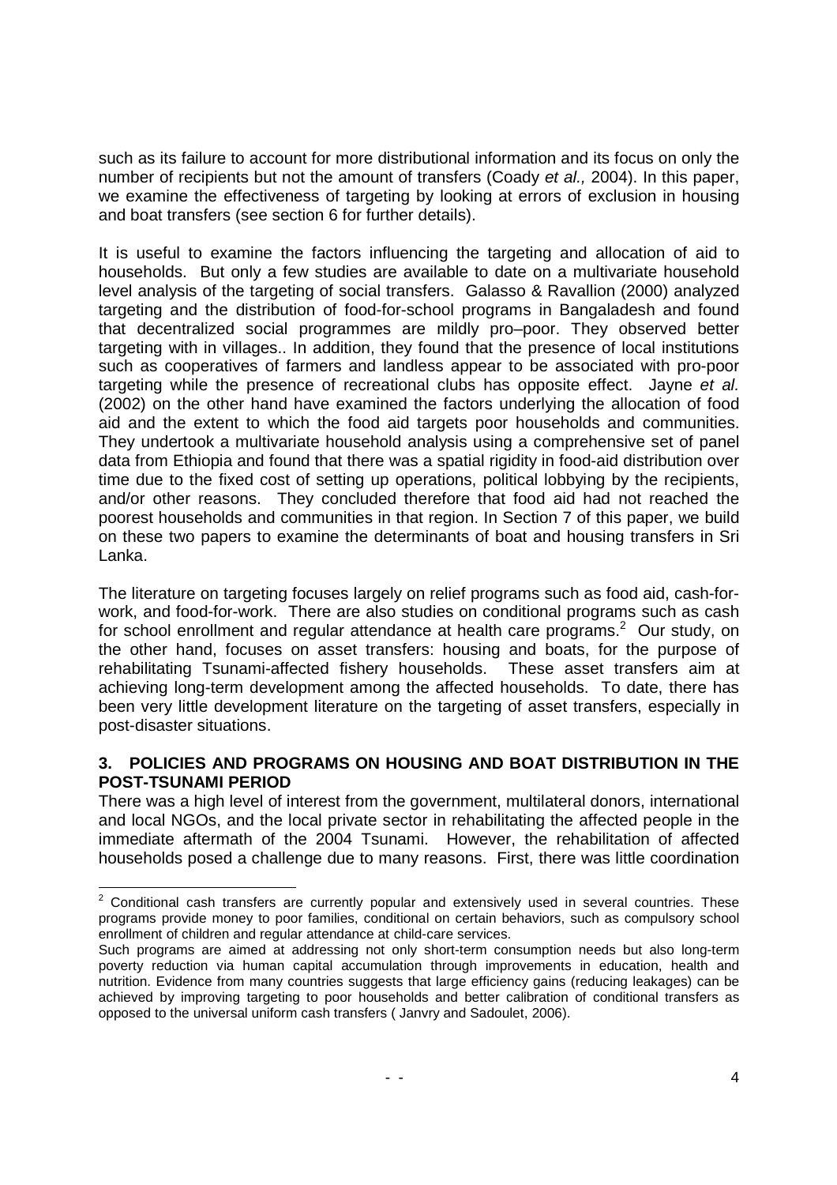such as its failure to account for more distributional information and its focus on only the number of recipients but not the amount of transfers (Coady *et al.,* 2004). In this paper, we examine the effectiveness of targeting by looking at errors of exclusion in housing and boat transfers (see section 6 for further details).

It is useful to examine the factors influencing the targeting and allocation of aid to households. But only a few studies are available to date on a multivariate household level analysis of the targeting of social transfers. Galasso & Ravallion (2000) analyzed targeting and the distribution of food-for-school programs in Bangaladesh and found that decentralized social programmes are mildly pro–poor. They observed better targeting with in villages.. In addition, they found that the presence of local institutions such as cooperatives of farmers and landless appear to be associated with pro-poor targeting while the presence of recreational clubs has opposite effect. Jayne *et al.* (2002) on the other hand have examined the factors underlying the allocation of food aid and the extent to which the food aid targets poor households and communities. They undertook a multivariate household analysis using a comprehensive set of panel data from Ethiopia and found that there was a spatial rigidity in food-aid distribution over time due to the fixed cost of setting up operations, political lobbying by the recipients, and/or other reasons. They concluded therefore that food aid had not reached the poorest households and communities in that region. In Section 7 of this paper, we build on these two papers to examine the determinants of boat and housing transfers in Sri Lanka.

The literature on targeting focuses largely on relief programs such as food aid, cash-for-work, and food-for-work. There are also studies on conditional programs such as cash for school enrollment and regular attendance at health care programs.[2] Our study, on the other hand, focuses on asset transfers: housing and boats, for the purpose of rehabilitating Tsunami-affected fishery households. These asset transfers aim at achieving long-term development among the affected households. To date, there has been very little development literature on the targeting of asset transfers, especially in post-disaster situations.

## 3. POLICIES AND PROGRAMS ON HOUSING AND BOAT DISTRIBUTION IN THE POST-TSUNAMI PERIOD

There was a high level of interest from the government, multilateral donors, international and local NGOs, and the local private sector in rehabilitating the affected people in the immediate aftermath of the 2004 Tsunami. However, the rehabilitation of affected households posed a challenge due to many reasons. First, there was little coordination

---

[2] Conditional cash transfers are currently popular and extensively used in several countries. These programs provide money to poor families, conditional on certain behaviors, such as compulsory school enrollment of children and regular attendance at child-care services.

Such programs are aimed at addressing not only short-term consumption needs but also long-term poverty reduction via human capital accumulation through improvements in education, health and nutrition. Evidence from many countries suggests that large efficiency gains (reducing leakages) can be achieved by improving targeting to poor households and better calibration of conditional transfers as opposed to the universal uniform cash transfers ( Janvry and Sadoulet, 2006).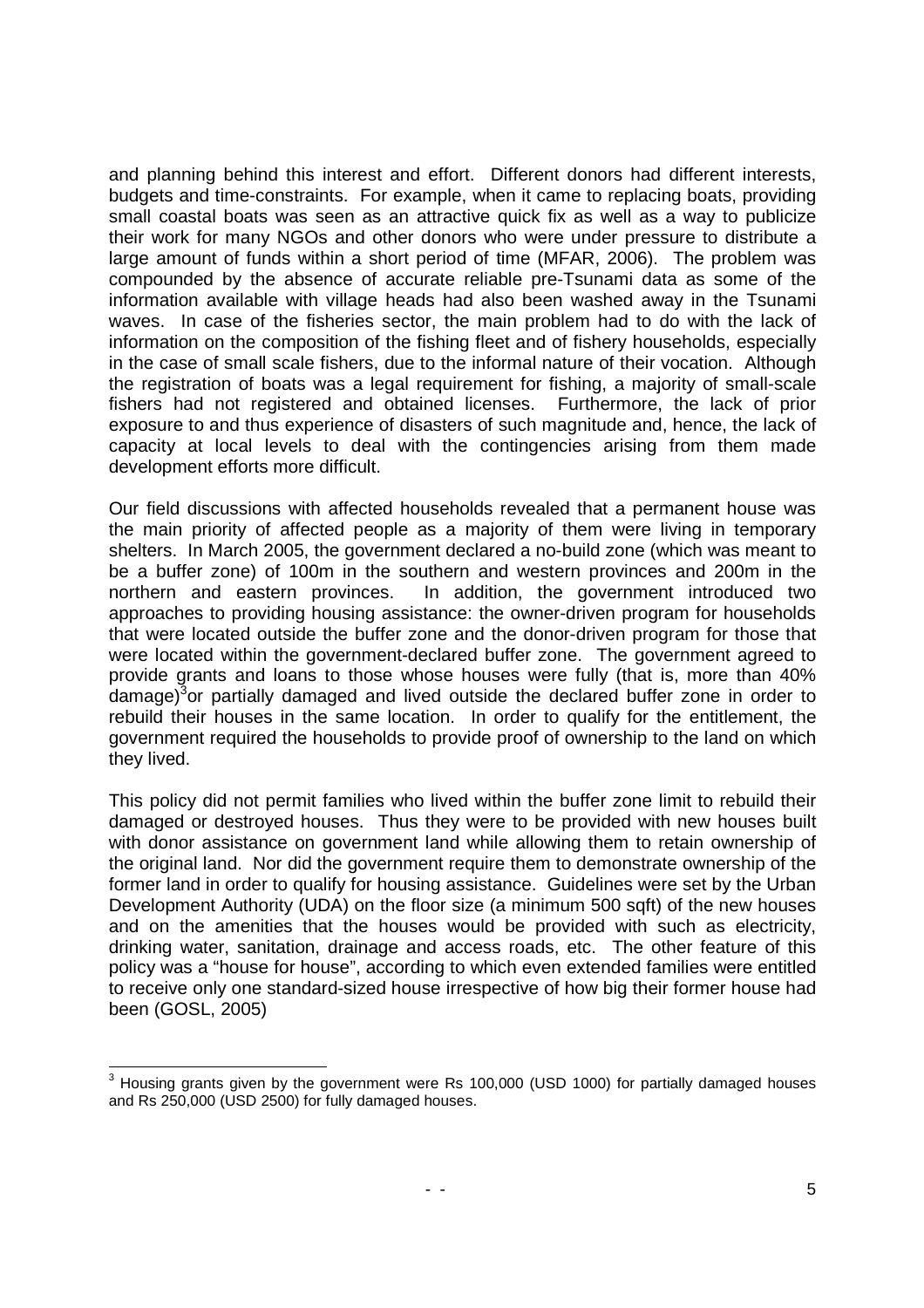and planning behind this interest and effort. Different donors had different interests, budgets and time-constraints. For example, when it came to replacing boats, providing small coastal boats was seen as an attractive quick fix as well as a way to publicize their work for many NGOs and other donors who were under pressure to distribute a large amount of funds within a short period of time (MFAR, 2006). The problem was compounded by the absence of accurate reliable pre-Tsunami data as some of the information available with village heads had also been washed away in the Tsunami waves. In case of the fisheries sector, the main problem had to do with the lack of information on the composition of the fishing fleet and of fishery households, especially in the case of small scale fishers, due to the informal nature of their vocation. Although the registration of boats was a legal requirement for fishing, a majority of small-scale fishers had not registered and obtained licenses. Furthermore, the lack of prior exposure to and thus experience of disasters of such magnitude and, hence, the lack of capacity at local levels to deal with the contingencies arising from them made development efforts more difficult.

Our field discussions with affected households revealed that a permanent house was the main priority of affected people as a majority of them were living in temporary shelters. In March 2005, the government declared a no-build zone (which was meant to be a buffer zone) of 100m in the southern and western provinces and 200m in the northern and eastern provinces. In addition, the government introduced two approaches to providing housing assistance: the owner-driven program for households that were located outside the buffer zone and the donor-driven program for those that were located within the government-declared buffer zone. The government agreed to provide grants and loans to those whose houses were fully (that is, more than 40% damage)[3] or partially damaged and lived outside the declared buffer zone in order to rebuild their houses in the same location. In order to qualify for the entitlement, the government required the households to provide proof of ownership to the land on which they lived.

This policy did not permit families who lived within the buffer zone limit to rebuild their damaged or destroyed houses. Thus they were to be provided with new houses built with donor assistance on government land while allowing them to retain ownership of the original land. Nor did the government require them to demonstrate ownership of the former land in order to qualify for housing assistance. Guidelines were set by the Urban Development Authority (UDA) on the floor size (a minimum 500 sqft) of the new houses and on the amenities that the houses would be provided with such as electricity, drinking water, sanitation, drainage and access roads, etc. The other feature of this policy was a "house for house", according to which even extended families were entitled to receive only one standard-sized house irrespective of how big their former house had been (GOSL, 2005)

[3] Housing grants given by the government were Rs 100,000 (USD 1000) for partially damaged houses and Rs 250,000 (USD 2500) for fully damaged houses.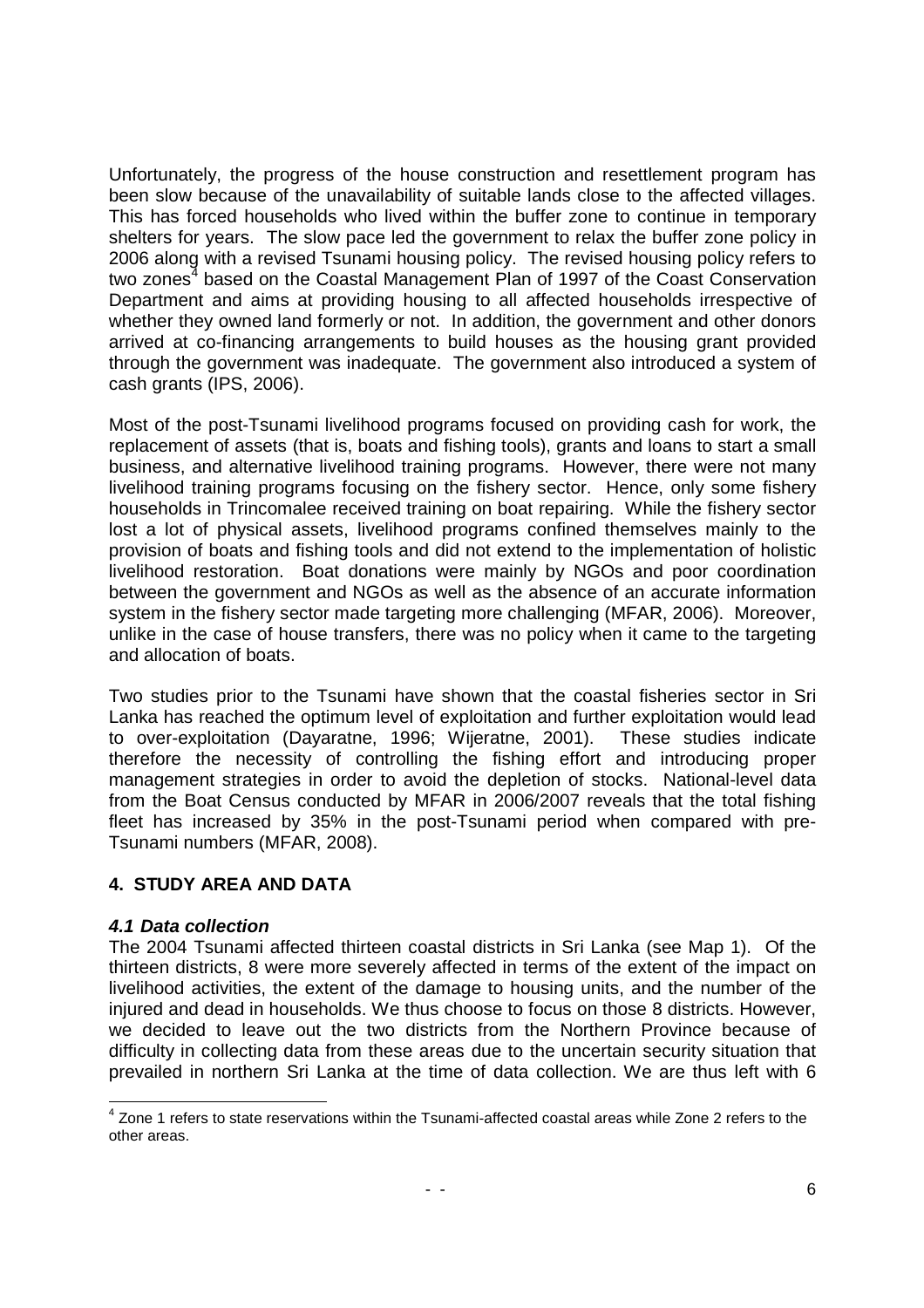Unfortunately, the progress of the house construction and resettlement program has been slow because of the unavailability of suitable lands close to the affected villages. This has forced households who lived within the buffer zone to continue in temporary shelters for years. The slow pace led the government to relax the buffer zone policy in 2006 along with a revised Tsunami housing policy. The revised housing policy refers to two zones[4] based on the Coastal Management Plan of 1997 of the Coast Conservation Department and aims at providing housing to all affected households irrespective of whether they owned land formerly or not. In addition, the government and other donors arrived at co-financing arrangements to build houses as the housing grant provided through the government was inadequate. The government also introduced a system of cash grants (IPS, 2006).

Most of the post-Tsunami livelihood programs focused on providing cash for work, the replacement of assets (that is, boats and fishing tools), grants and loans to start a small business, and alternative livelihood training programs. However, there were not many livelihood training programs focusing on the fishery sector. Hence, only some fishery households in Trincomalee received training on boat repairing. While the fishery sector lost a lot of physical assets, livelihood programs confined themselves mainly to the provision of boats and fishing tools and did not extend to the implementation of holistic livelihood restoration. Boat donations were mainly by NGOs and poor coordination between the government and NGOs as well as the absence of an accurate information system in the fishery sector made targeting more challenging (MFAR, 2006). Moreover, unlike in the case of house transfers, there was no policy when it came to the targeting and allocation of boats.

Two studies prior to the Tsunami have shown that the coastal fisheries sector in Sri Lanka has reached the optimum level of exploitation and further exploitation would lead to over-exploitation (Dayaratne, 1996; Wijeratne, 2001). These studies indicate therefore the necessity of controlling the fishing effort and introducing proper management strategies in order to avoid the depletion of stocks. National-level data from the Boat Census conducted by MFAR in 2006/2007 reveals that the total fishing fleet has increased by 35% in the post-Tsunami period when compared with pre-Tsunami numbers (MFAR, 2008).

## 4. STUDY AREA AND DATA

### *4.1 Data collection*

The 2004 Tsunami affected thirteen coastal districts in Sri Lanka (see Map 1). Of the thirteen districts, 8 were more severely affected in terms of the extent of the impact on livelihood activities, the extent of the damage to housing units, and the number of the injured and dead in households. We thus choose to focus on those 8 districts. However, we decided to leave out the two districts from the Northern Province because of difficulty in collecting data from these areas due to the uncertain security situation that prevailed in northern Sri Lanka at the time of data collection. We are thus left with 6

[4] Zone 1 refers to state reservations within the Tsunami-affected coastal areas while Zone 2 refers to the other areas.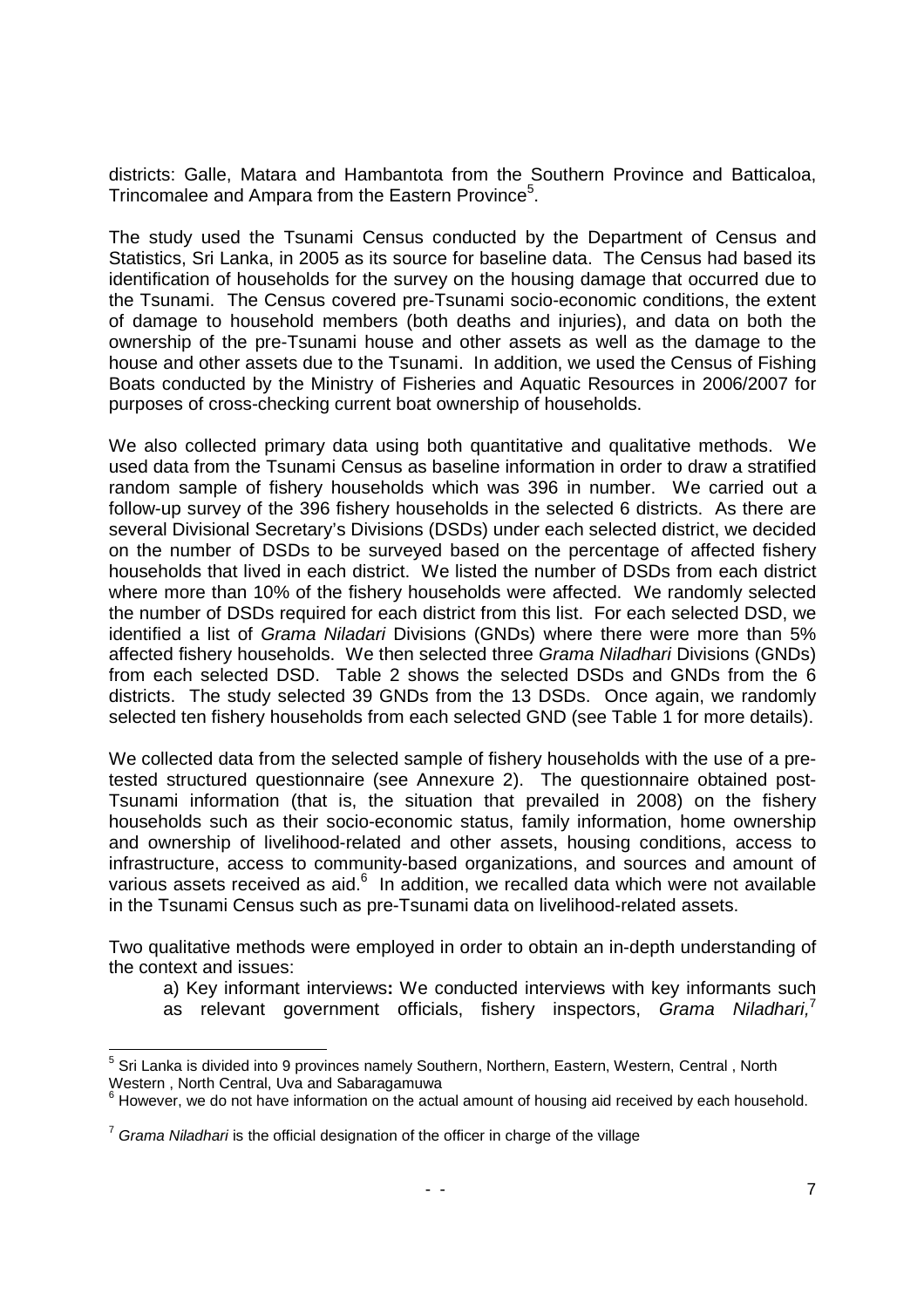districts: Galle, Matara and Hambantota from the Southern Province and Batticaloa, Trincomalee and Ampara from the Eastern Province[5].

The study used the Tsunami Census conducted by the Department of Census and Statistics, Sri Lanka, in 2005 as its source for baseline data. The Census had based its identification of households for the survey on the housing damage that occurred due to the Tsunami. The Census covered pre-Tsunami socio-economic conditions, the extent of damage to household members (both deaths and injuries), and data on both the ownership of the pre-Tsunami house and other assets as well as the damage to the house and other assets due to the Tsunami. In addition, we used the Census of Fishing Boats conducted by the Ministry of Fisheries and Aquatic Resources in 2006/2007 for purposes of cross-checking current boat ownership of households.

We also collected primary data using both quantitative and qualitative methods. We used data from the Tsunami Census as baseline information in order to draw a stratified random sample of fishery households which was 396 in number. We carried out a follow-up survey of the 396 fishery households in the selected 6 districts. As there are several Divisional Secretary's Divisions (DSDs) under each selected district, we decided on the number of DSDs to be surveyed based on the percentage of affected fishery households that lived in each district. We listed the number of DSDs from each district where more than 10% of the fishery households were affected. We randomly selected the number of DSDs required for each district from this list. For each selected DSD, we identified a list of *Grama Niladari* Divisions (GNDs) where there were more than 5% affected fishery households. We then selected three *Grama Niladhari* Divisions (GNDs) from each selected DSD. Table 2 shows the selected DSDs and GNDs from the 6 districts. The study selected 39 GNDs from the 13 DSDs. Once again, we randomly selected ten fishery households from each selected GND (see Table 1 for more details).

We collected data from the selected sample of fishery households with the use of a pre-tested structured questionnaire (see Annexure 2). The questionnaire obtained post-Tsunami information (that is, the situation that prevailed in 2008) on the fishery households such as their socio-economic status, family information, home ownership and ownership of livelihood-related and other assets, housing conditions, access to infrastructure, access to community-based organizations, and sources and amount of various assets received as aid.[6] In addition, we recalled data which were not available in the Tsunami Census such as pre-Tsunami data on livelihood-related assets.

Two qualitative methods were employed in order to obtain an in-depth understanding of the context and issues:

a) Key informant interviews**:** We conducted interviews with key informants such as relevant government officials, fishery inspectors, *Grama Niladhari,*[7]

---

[5] Sri Lanka is divided into 9 provinces namely Southern, Northern, Eastern, Western, Central , North Western , North Central, Uva and Sabaragamuwa

[6] However, we do not have information on the actual amount of housing aid received by each household.

[7] *Grama Niladhari* is the official designation of the officer in charge of the village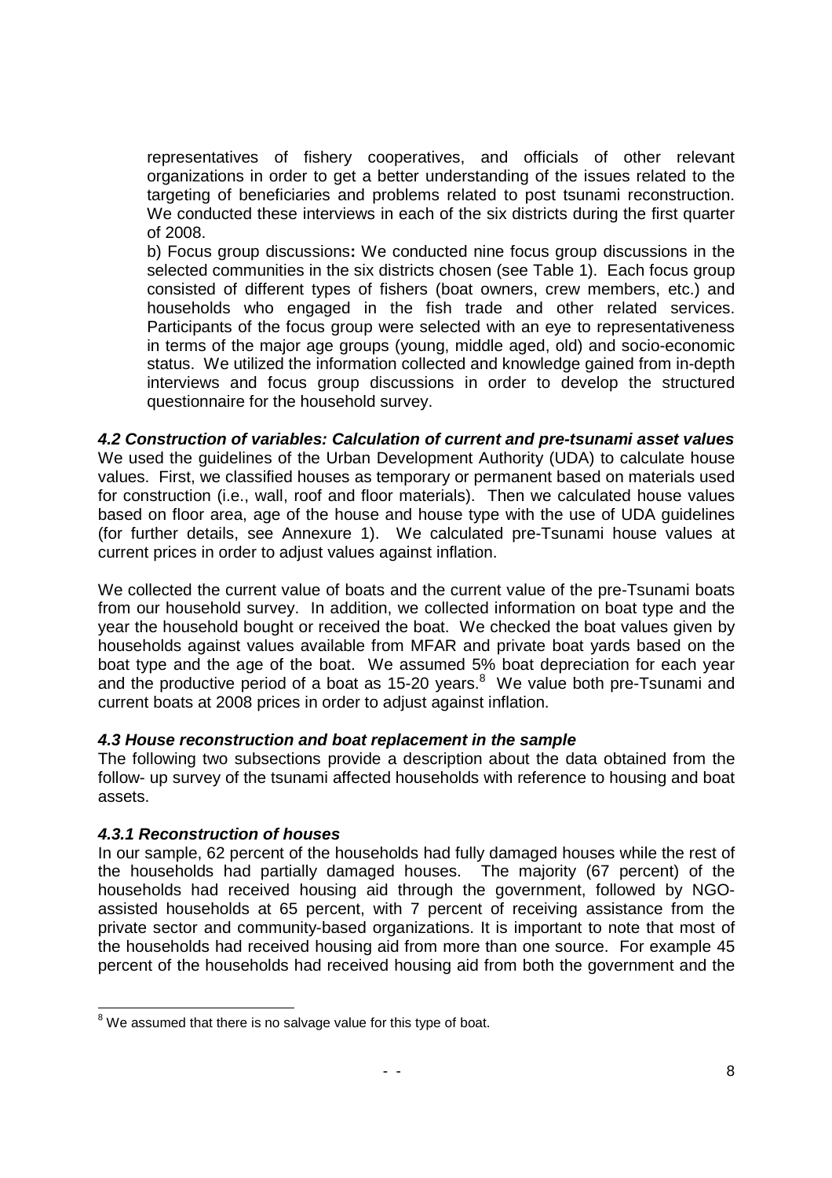representatives of fishery cooperatives, and officials of other relevant organizations in order to get a better understanding of the issues related to the targeting of beneficiaries and problems related to post tsunami reconstruction. We conducted these interviews in each of the six districts during the first quarter of 2008.

b) Focus group discussions**:** We conducted nine focus group discussions in the selected communities in the six districts chosen (see Table 1). Each focus group consisted of different types of fishers (boat owners, crew members, etc.) and households who engaged in the fish trade and other related services. Participants of the focus group were selected with an eye to representativeness in terms of the major age groups (young, middle aged, old) and socio-economic status. We utilized the information collected and knowledge gained from in-depth interviews and focus group discussions in order to develop the structured questionnaire for the household survey.

### *4.2 Construction of variables: Calculation of current and pre-tsunami asset values*

We used the guidelines of the Urban Development Authority (UDA) to calculate house values. First, we classified houses as temporary or permanent based on materials used for construction (i.e., wall, roof and floor materials). Then we calculated house values based on floor area, age of the house and house type with the use of UDA guidelines (for further details, see Annexure 1). We calculated pre-Tsunami house values at current prices in order to adjust values against inflation.

We collected the current value of boats and the current value of the pre-Tsunami boats from our household survey. In addition, we collected information on boat type and the year the household bought or received the boat. We checked the boat values given by households against values available from MFAR and private boat yards based on the boat type and the age of the boat. We assumed 5% boat depreciation for each year and the productive period of a boat as 15-20 years.[8] We value both pre-Tsunami and current boats at 2008 prices in order to adjust against inflation.

### *4.3 House reconstruction and boat replacement in the sample*

The following two subsections provide a description about the data obtained from the follow- up survey of the tsunami affected households with reference to housing and boat assets.

#### *4.3.1 Reconstruction of houses*

In our sample, 62 percent of the households had fully damaged houses while the rest of the households had partially damaged houses. The majority (67 percent) of the households had received housing aid through the government, followed by NGO-assisted households at 65 percent, with 7 percent of receiving assistance from the private sector and community-based organizations. It is important to note that most of the households had received housing aid from more than one source. For example 45 percent of the households had received housing aid from both the government and the

---

[8] We assumed that there is no salvage value for this type of boat.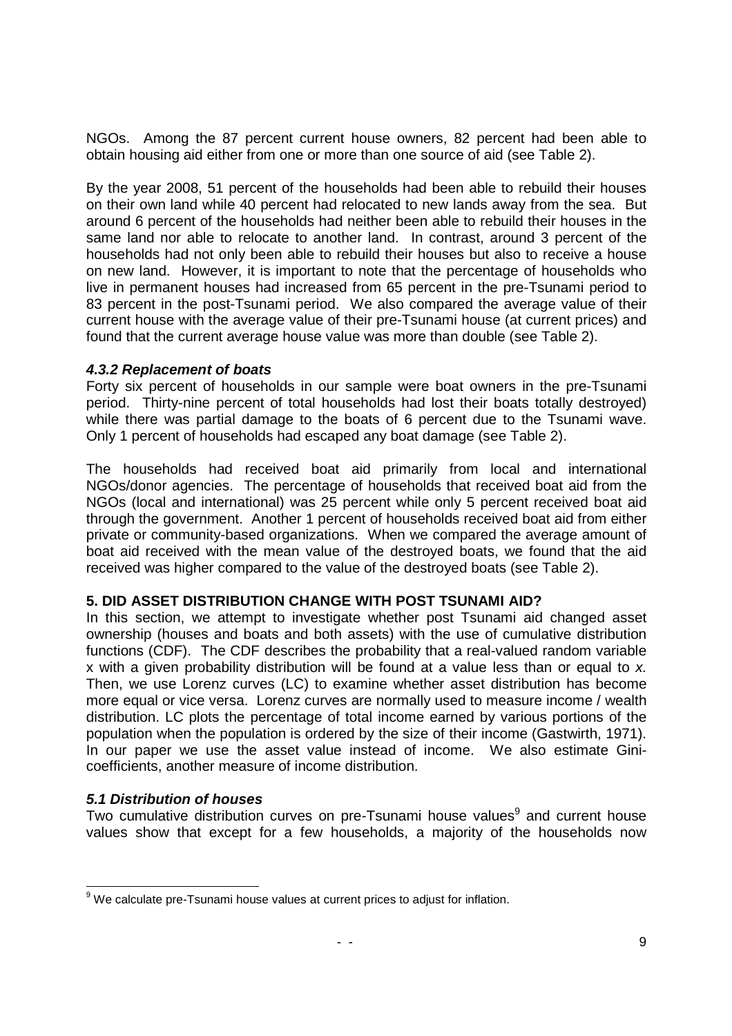NGOs. Among the 87 percent current house owners, 82 percent had been able to obtain housing aid either from one or more than one source of aid (see Table 2).

By the year 2008, 51 percent of the households had been able to rebuild their houses on their own land while 40 percent had relocated to new lands away from the sea. But around 6 percent of the households had neither been able to rebuild their houses in the same land nor able to relocate to another land. In contrast, around 3 percent of the households had not only been able to rebuild their houses but also to receive a house on new land. However, it is important to note that the percentage of households who live in permanent houses had increased from 65 percent in the pre-Tsunami period to 83 percent in the post-Tsunami period. We also compared the average value of their current house with the average value of their pre-Tsunami house (at current prices) and found that the current average house value was more than double (see Table 2).

#### *4.3.2 Replacement of boats*

Forty six percent of households in our sample were boat owners in the pre-Tsunami period. Thirty-nine percent of total households had lost their boats totally destroyed) while there was partial damage to the boats of 6 percent due to the Tsunami wave. Only 1 percent of households had escaped any boat damage (see Table 2).

The households had received boat aid primarily from local and international NGOs/donor agencies. The percentage of households that received boat aid from the NGOs (local and international) was 25 percent while only 5 percent received boat aid through the government. Another 1 percent of households received boat aid from either private or community-based organizations. When we compared the average amount of boat aid received with the mean value of the destroyed boats, we found that the aid received was higher compared to the value of the destroyed boats (see Table 2).

## 5. DID ASSET DISTRIBUTION CHANGE WITH POST TSUNAMI AID?

In this section, we attempt to investigate whether post Tsunami aid changed asset ownership (houses and boats and both assets) with the use of cumulative distribution functions (CDF). The CDF describes the probability that a real-valued random variable x with a given probability distribution will be found at a value less than or equal to *x.* Then, we use Lorenz curves (LC) to examine whether asset distribution has become more equal or vice versa. Lorenz curves are normally used to measure income / wealth distribution. LC plots the percentage of total income earned by various portions of the population when the population is ordered by the size of their income (Gastwirth, 1971). In our paper we use the asset value instead of income. We also estimate Gini-coefficients, another measure of income distribution.

### *5.1 Distribution of houses*

Two cumulative distribution curves on pre-Tsunami house values[9] and current house values show that except for a few households, a majority of the households now

[9] We calculate pre-Tsunami house values at current prices to adjust for inflation.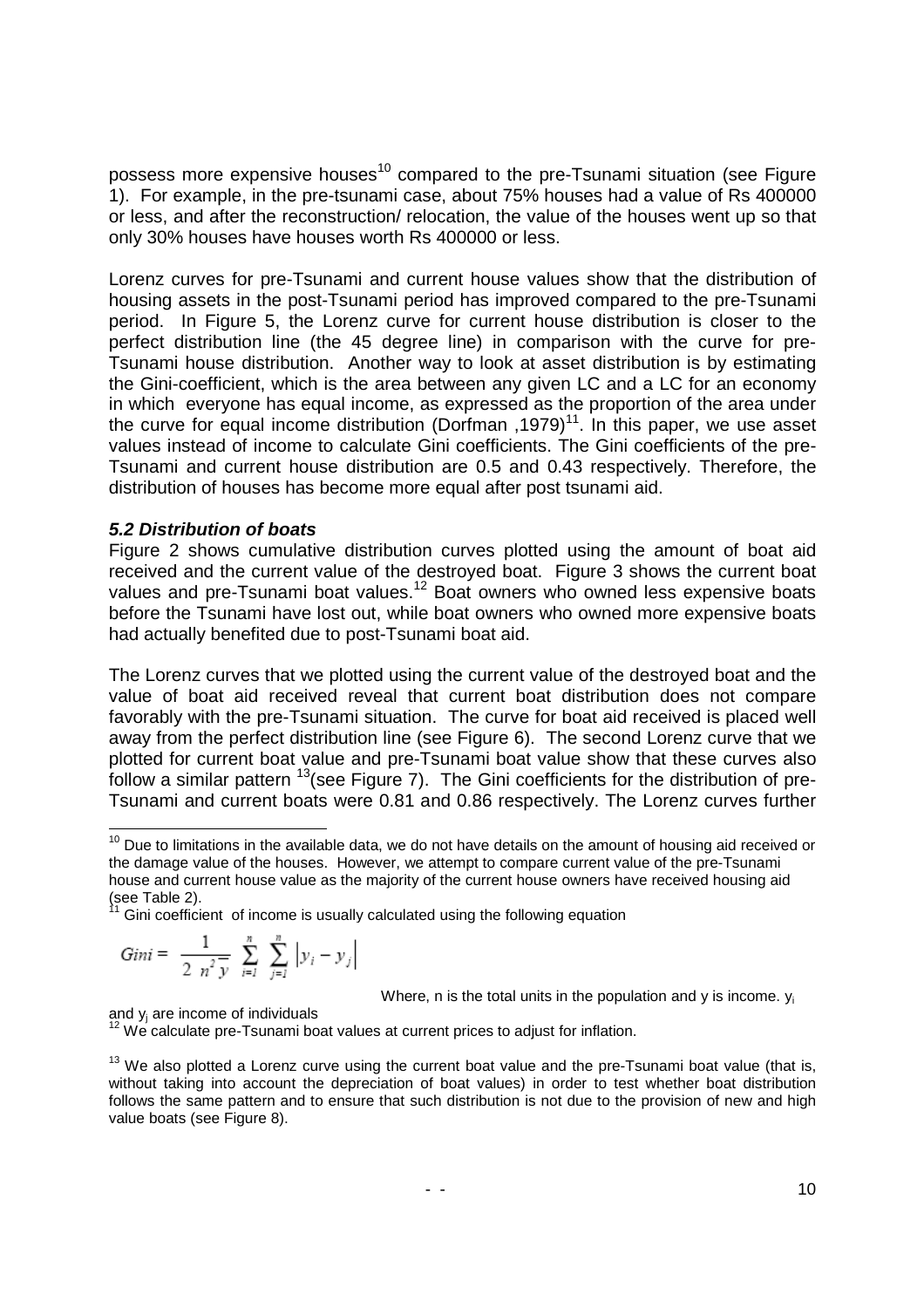possess more expensive houses[10] compared to the pre-Tsunami situation (see Figure 1). For example, in the pre-tsunami case, about 75% houses had a value of Rs 400000 or less, and after the reconstruction/ relocation, the value of the houses went up so that only 30% houses have houses worth Rs 400000 or less.

Lorenz curves for pre-Tsunami and current house values show that the distribution of housing assets in the post-Tsunami period has improved compared to the pre-Tsunami period. In Figure 5, the Lorenz curve for current house distribution is closer to the perfect distribution line (the 45 degree line) in comparison with the curve for pre-Tsunami house distribution. Another way to look at asset distribution is by estimating the Gini-coefficient, which is the area between any given LC and a LC for an economy in which everyone has equal income, as expressed as the proportion of the area under the curve for equal income distribution (Dorfman ,1979)[11]. In this paper, we use asset values instead of income to calculate Gini coefficients. The Gini coefficients of the pre-Tsunami and current house distribution are 0.5 and 0.43 respectively. Therefore, the distribution of houses has become more equal after post tsunami aid.

### *5.2 Distribution of boats*

Figure 2 shows cumulative distribution curves plotted using the amount of boat aid received and the current value of the destroyed boat. Figure 3 shows the current boat values and pre-Tsunami boat values.[12] Boat owners who owned less expensive boats before the Tsunami have lost out, while boat owners who owned more expensive boats had actually benefited due to post-Tsunami boat aid.

The Lorenz curves that we plotted using the current value of the destroyed boat and the value of boat aid received reveal that current boat distribution does not compare favorably with the pre-Tsunami situation. The curve for boat aid received is placed well away from the perfect distribution line (see Figure 6). The second Lorenz curve that we plotted for current boat value and pre-Tsunami boat value show that these curves also follow a similar pattern [13](see Figure 7). The Gini coefficients for the distribution of pre-Tsunami and current boats were 0.81 and 0.86 respectively. The Lorenz curves further

---

[10] Due to limitations in the available data, we do not have details on the amount of housing aid received or the damage value of the houses. However, we attempt to compare current value of the pre-Tsunami house and current house value as the majority of the current house owners have received housing aid (see Table 2).

[11] Gini coefficient of income is usually calculated using the following equation

$$Gini = \frac{1}{2\ n^2 \overline{y}} \sum_{i=1}^{n} \sum_{j=1}^{n} \left| y_i - y_j \right|$$

Where, n is the total units in the population and y is income. $y_i$ and $y_j$ are income of individuals

[12] We calculate pre-Tsunami boat values at current prices to adjust for inflation.

[13] We also plotted a Lorenz curve using the current boat value and the pre-Tsunami boat value (that is, without taking into account the depreciation of boat values) in order to test whether boat distribution follows the same pattern and to ensure that such distribution is not due to the provision of new and high value boats (see Figure 8).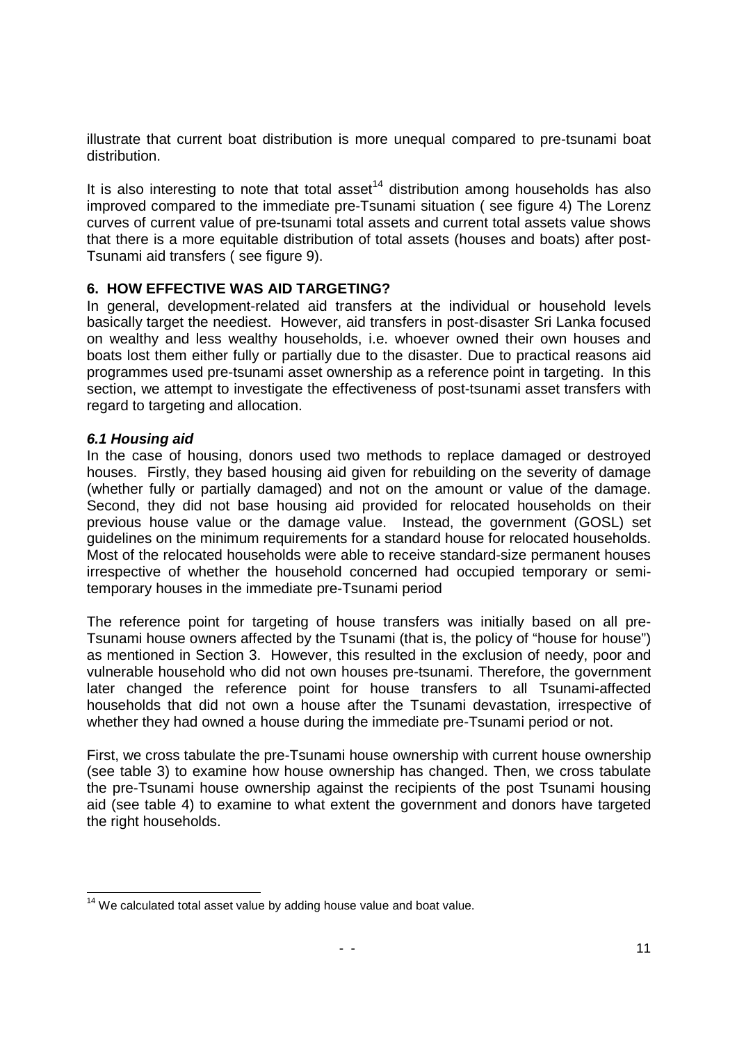illustrate that current boat distribution is more unequal compared to pre-tsunami boat distribution.

It is also interesting to note that total asset[14] distribution among households has also improved compared to the immediate pre-Tsunami situation ( see figure 4) The Lorenz curves of current value of pre-tsunami total assets and current total assets value shows that there is a more equitable distribution of total assets (houses and boats) after post-Tsunami aid transfers ( see figure 9).

## 6. HOW EFFECTIVE WAS AID TARGETING?

In general, development-related aid transfers at the individual or household levels basically target the neediest. However, aid transfers in post-disaster Sri Lanka focused on wealthy and less wealthy households, i.e. whoever owned their own houses and boats lost them either fully or partially due to the disaster. Due to practical reasons aid programmes used pre-tsunami asset ownership as a reference point in targeting. In this section, we attempt to investigate the effectiveness of post-tsunami asset transfers with regard to targeting and allocation.

### *6.1 Housing aid*

In the case of housing, donors used two methods to replace damaged or destroyed houses. Firstly, they based housing aid given for rebuilding on the severity of damage (whether fully or partially damaged) and not on the amount or value of the damage. Second, they did not base housing aid provided for relocated households on their previous house value or the damage value. Instead, the government (GOSL) set guidelines on the minimum requirements for a standard house for relocated households. Most of the relocated households were able to receive standard-size permanent houses irrespective of whether the household concerned had occupied temporary or semi-temporary houses in the immediate pre-Tsunami period

The reference point for targeting of house transfers was initially based on all pre-Tsunami house owners affected by the Tsunami (that is, the policy of "house for house") as mentioned in Section 3. However, this resulted in the exclusion of needy, poor and vulnerable household who did not own houses pre-tsunami. Therefore, the government later changed the reference point for house transfers to all Tsunami-affected households that did not own a house after the Tsunami devastation, irrespective of whether they had owned a house during the immediate pre-Tsunami period or not.

First, we cross tabulate the pre-Tsunami house ownership with current house ownership (see table 3) to examine how house ownership has changed. Then, we cross tabulate the pre-Tsunami house ownership against the recipients of the post Tsunami housing aid (see table 4) to examine to what extent the government and donors have targeted the right households.

[14] We calculated total asset value by adding house value and boat value.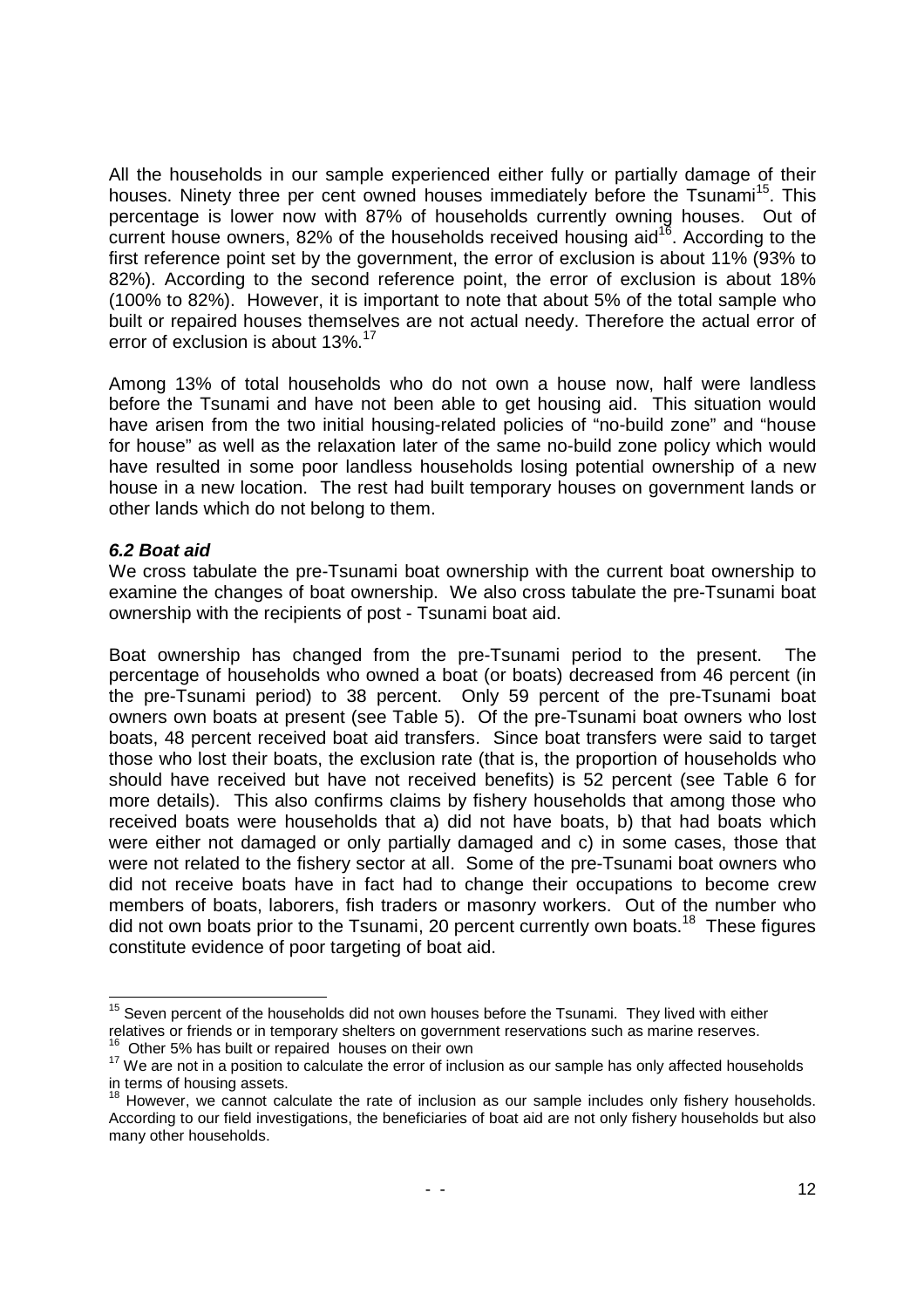All the households in our sample experienced either fully or partially damage of their houses. Ninety three per cent owned houses immediately before the Tsunami[15]. This percentage is lower now with 87% of households currently owning houses. Out of current house owners, 82% of the households received housing aid[16]. According to the first reference point set by the government, the error of exclusion is about 11% (93% to 82%). According to the second reference point, the error of exclusion is about 18% (100% to 82%). However, it is important to note that about 5% of the total sample who built or repaired houses themselves are not actual needy. Therefore the actual error of error of exclusion is about 13%.[17]

Among 13% of total households who do not own a house now, half were landless before the Tsunami and have not been able to get housing aid. This situation would have arisen from the two initial housing-related policies of "no-build zone" and "house for house" as well as the relaxation later of the same no-build zone policy which would have resulted in some poor landless households losing potential ownership of a new house in a new location. The rest had built temporary houses on government lands or other lands which do not belong to them.

### *6.2 Boat aid*

We cross tabulate the pre-Tsunami boat ownership with the current boat ownership to examine the changes of boat ownership. We also cross tabulate the pre-Tsunami boat ownership with the recipients of post - Tsunami boat aid.

Boat ownership has changed from the pre-Tsunami period to the present. The percentage of households who owned a boat (or boats) decreased from 46 percent (in the pre-Tsunami period) to 38 percent. Only 59 percent of the pre-Tsunami boat owners own boats at present (see Table 5). Of the pre-Tsunami boat owners who lost boats, 48 percent received boat aid transfers. Since boat transfers were said to target those who lost their boats, the exclusion rate (that is, the proportion of households who should have received but have not received benefits) is 52 percent (see Table 6 for more details). This also confirms claims by fishery households that among those who received boats were households that a) did not have boats, b) that had boats which were either not damaged or only partially damaged and c) in some cases, those that were not related to the fishery sector at all. Some of the pre-Tsunami boat owners who did not receive boats have in fact had to change their occupations to become crew members of boats, laborers, fish traders or masonry workers. Out of the number who did not own boats prior to the Tsunami, 20 percent currently own boats.[18] These figures constitute evidence of poor targeting of boat aid.

---

[15] Seven percent of the households did not own houses before the Tsunami. They lived with either relatives or friends or in temporary shelters on government reservations such as marine reserves.

[16] Other 5% has built or repaired houses on their own

[17] We are not in a position to calculate the error of inclusion as our sample has only affected households in terms of housing assets.

[18] However, we cannot calculate the rate of inclusion as our sample includes only fishery households. According to our field investigations, the beneficiaries of boat aid are not only fishery households but also many other households.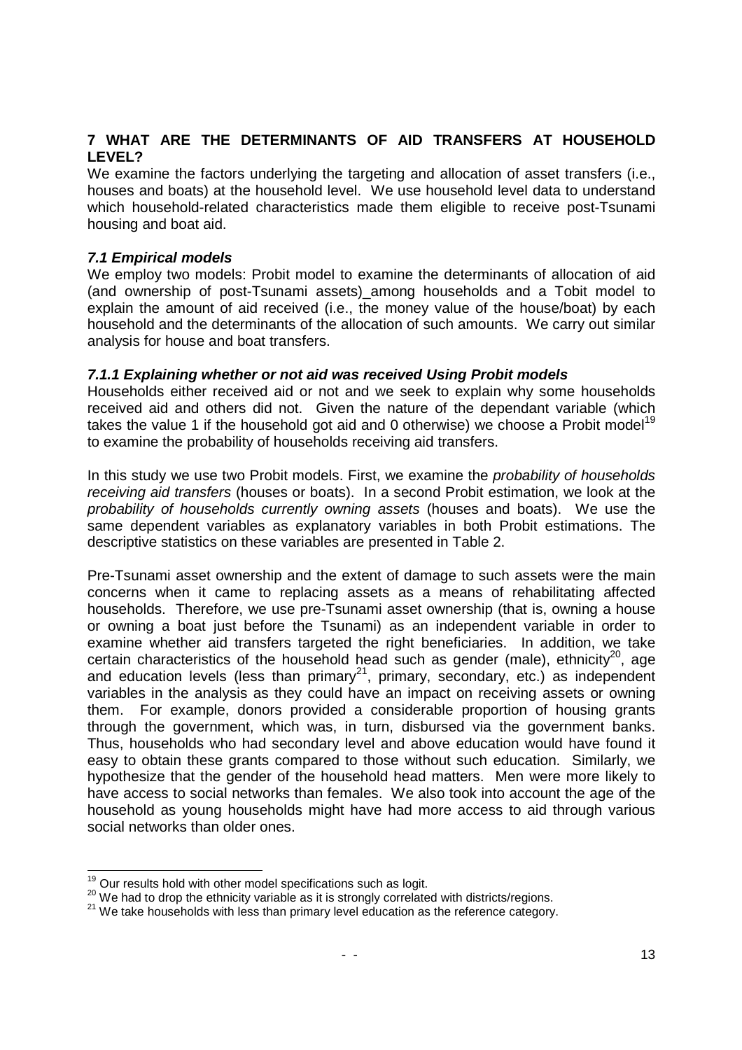## 7 WHAT ARE THE DETERMINANTS OF AID TRANSFERS AT HOUSEHOLD LEVEL?

We examine the factors underlying the targeting and allocation of asset transfers (i.e., houses and boats) at the household level. We use household level data to understand which household-related characteristics made them eligible to receive post-Tsunami housing and boat aid.

### *7.1 Empirical models*

We employ two models: Probit model to examine the determinants of allocation of aid (and ownership of post-Tsunami assets)_among households and a Tobit model to explain the amount of aid received (i.e., the money value of the house/boat) by each household and the determinants of the allocation of such amounts. We carry out similar analysis for house and boat transfers.

#### *7.1.1 Explaining whether or not aid was received Using Probit models*

Households either received aid or not and we seek to explain why some households received aid and others did not. Given the nature of the dependant variable (which takes the value 1 if the household got aid and 0 otherwise) we choose a Probit model[19] to examine the probability of households receiving aid transfers.

In this study we use two Probit models. First, we examine the *probability of households receiving aid transfers* (houses or boats). In a second Probit estimation, we look at the *probability of households currently owning assets* (houses and boats). We use the same dependent variables as explanatory variables in both Probit estimations. The descriptive statistics on these variables are presented in Table 2.

Pre-Tsunami asset ownership and the extent of damage to such assets were the main concerns when it came to replacing assets as a means of rehabilitating affected households. Therefore, we use pre-Tsunami asset ownership (that is, owning a house or owning a boat just before the Tsunami) as an independent variable in order to examine whether aid transfers targeted the right beneficiaries. In addition, we take certain characteristics of the household head such as gender (male), ethnicity[20], age and education levels (less than primary[21], primary, secondary, etc.) as independent variables in the analysis as they could have an impact on receiving assets or owning them. For example, donors provided a considerable proportion of housing grants through the government, which was, in turn, disbursed via the government banks. Thus, households who had secondary level and above education would have found it easy to obtain these grants compared to those without such education. Similarly, we hypothesize that the gender of the household head matters. Men were more likely to have access to social networks than females. We also took into account the age of the household as young households might have had more access to aid through various social networks than older ones.

---

[19] Our results hold with other model specifications such as logit.

[20] We had to drop the ethnicity variable as it is strongly correlated with districts/regions.

[21] We take households with less than primary level education as the reference category.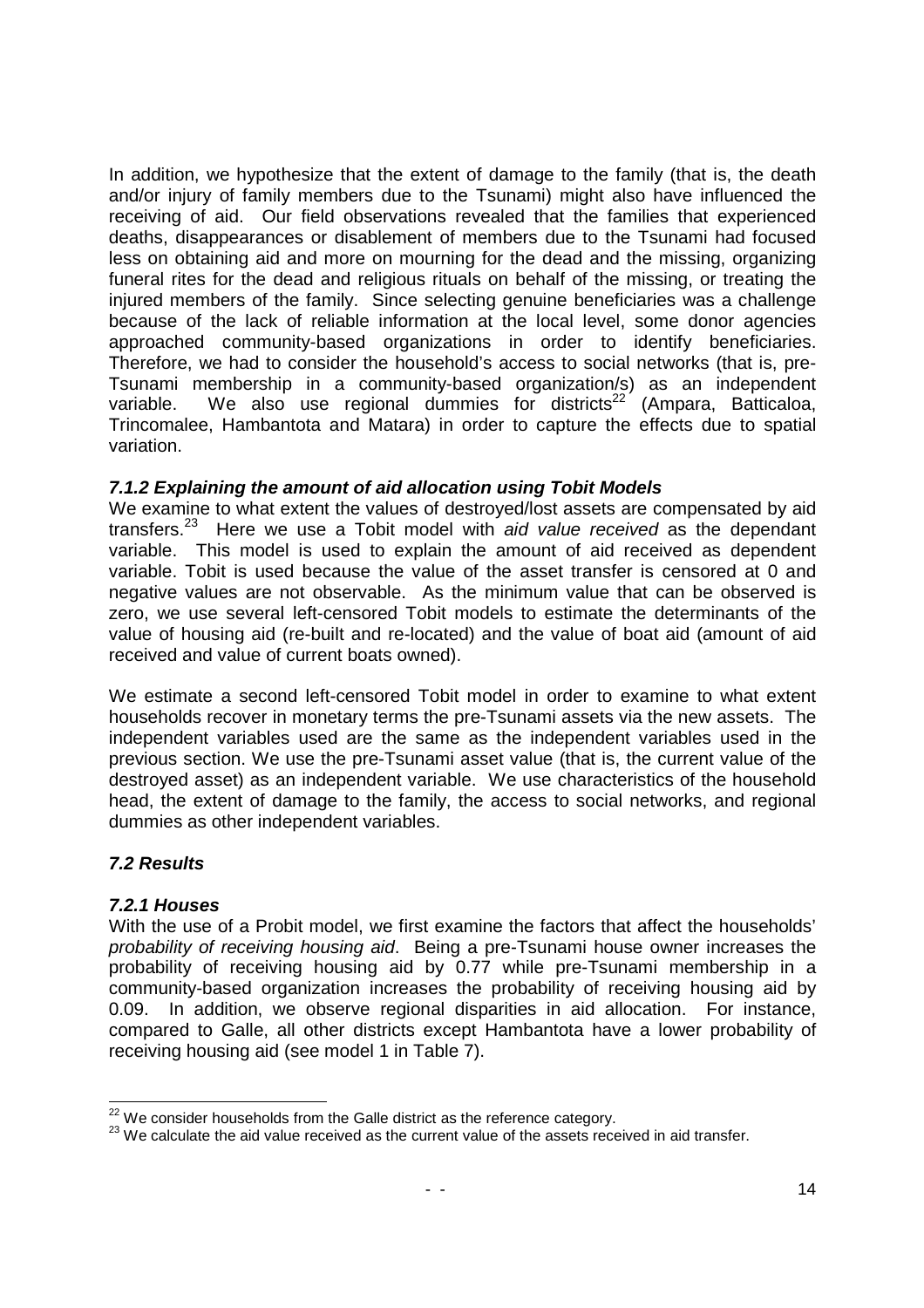In addition, we hypothesize that the extent of damage to the family (that is, the death and/or injury of family members due to the Tsunami) might also have influenced the receiving of aid. Our field observations revealed that the families that experienced deaths, disappearances or disablement of members due to the Tsunami had focused less on obtaining aid and more on mourning for the dead and the missing, organizing funeral rites for the dead and religious rituals on behalf of the missing, or treating the injured members of the family. Since selecting genuine beneficiaries was a challenge because of the lack of reliable information at the local level, some donor agencies approached community-based organizations in order to identify beneficiaries. Therefore, we had to consider the household's access to social networks (that is, pre-Tsunami membership in a community-based organization/s) as an independent variable. We also use regional dummies for districts[22] (Ampara, Batticaloa, Trincomalee, Hambantota and Matara) in order to capture the effects due to spatial variation.

### *7.1.2 Explaining the amount of aid allocation using Tobit Models*

We examine to what extent the values of destroyed/lost assets are compensated by aid transfers.[23] Here we use a Tobit model with *aid value received* as the dependant variable. This model is used to explain the amount of aid received as dependent variable. Tobit is used because the value of the asset transfer is censored at 0 and negative values are not observable. As the minimum value that can be observed is zero, we use several left-censored Tobit models to estimate the determinants of the value of housing aid (re-built and re-located) and the value of boat aid (amount of aid received and value of current boats owned).

We estimate a second left-censored Tobit model in order to examine to what extent households recover in monetary terms the pre-Tsunami assets via the new assets. The independent variables used are the same as the independent variables used in the previous section. We use the pre-Tsunami asset value (that is, the current value of the destroyed asset) as an independent variable. We use characteristics of the household head, the extent of damage to the family, the access to social networks, and regional dummies as other independent variables.

## *7.2 Results*

### *7.2.1 Houses*

With the use of a Probit model, we first examine the factors that affect the households' *probability of receiving housing aid*. Being a pre-Tsunami house owner increases the probability of receiving housing aid by 0.77 while pre-Tsunami membership in a community-based organization increases the probability of receiving housing aid by 0.09. In addition, we observe regional disparities in aid allocation. For instance, compared to Galle, all other districts except Hambantota have a lower probability of receiving housing aid (see model 1 in Table 7).

[22] We consider households from the Galle district as the reference category.

[23] We calculate the aid value received as the current value of the assets received in aid transfer.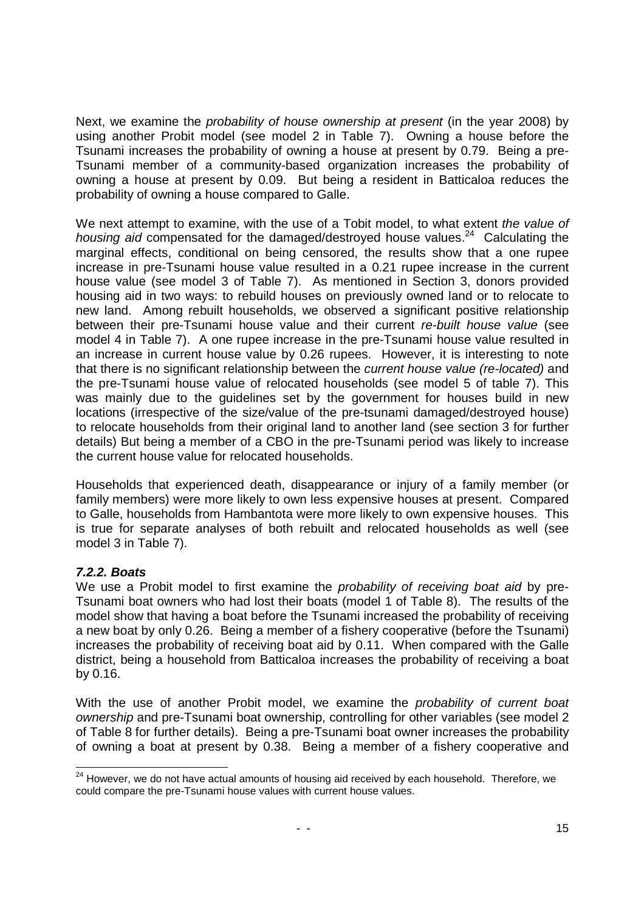Next, we examine the *probability of house ownership at present* (in the year 2008) by using another Probit model (see model 2 in Table 7). Owning a house before the Tsunami increases the probability of owning a house at present by 0.79. Being a pre-Tsunami member of a community-based organization increases the probability of owning a house at present by 0.09. But being a resident in Batticaloa reduces the probability of owning a house compared to Galle.

We next attempt to examine, with the use of a Tobit model, to what extent *the value of housing aid* compensated for the damaged/destroyed house values.[24] Calculating the marginal effects, conditional on being censored, the results show that a one rupee increase in pre-Tsunami house value resulted in a 0.21 rupee increase in the current house value (see model 3 of Table 7). As mentioned in Section 3, donors provided housing aid in two ways: to rebuild houses on previously owned land or to relocate to new land. Among rebuilt households, we observed a significant positive relationship between their pre-Tsunami house value and their current *re-built house value* (see model 4 in Table 7). A one rupee increase in the pre-Tsunami house value resulted in an increase in current house value by 0.26 rupees. However, it is interesting to note that there is no significant relationship between the *current house value (re-located)* and the pre-Tsunami house value of relocated households (see model 5 of table 7). This was mainly due to the guidelines set by the government for houses build in new locations (irrespective of the size/value of the pre-tsunami damaged/destroyed house) to relocate households from their original land to another land (see section 3 for further details) But being a member of a CBO in the pre-Tsunami period was likely to increase the current house value for relocated households.

Households that experienced death, disappearance or injury of a family member (or family members) were more likely to own less expensive houses at present. Compared to Galle, households from Hambantota were more likely to own expensive houses. This is true for separate analyses of both rebuilt and relocated households as well (see model 3 in Table 7).

#### *7.2.2. Boats*

We use a Probit model to first examine the *probability of receiving boat aid* by pre-Tsunami boat owners who had lost their boats (model 1 of Table 8). The results of the model show that having a boat before the Tsunami increased the probability of receiving a new boat by only 0.26. Being a member of a fishery cooperative (before the Tsunami) increases the probability of receiving boat aid by 0.11. When compared with the Galle district, being a household from Batticaloa increases the probability of receiving a boat by 0.16.

With the use of another Probit model, we examine the *probability of current boat ownership* and pre-Tsunami boat ownership, controlling for other variables (see model 2 of Table 8 for further details). Being a pre-Tsunami boat owner increases the probability of owning a boat at present by 0.38. Being a member of a fishery cooperative and

---

[24] However, we do not have actual amounts of housing aid received by each household. Therefore, we could compare the pre-Tsunami house values with current house values.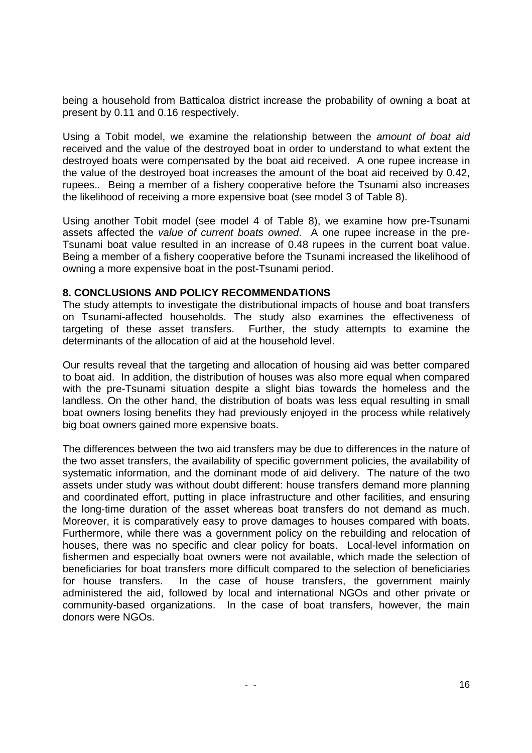being a household from Batticaloa district increase the probability of owning a boat at present by 0.11 and 0.16 respectively.

Using a Tobit model, we examine the relationship between the *amount of boat aid* received and the value of the destroyed boat in order to understand to what extent the destroyed boats were compensated by the boat aid received. A one rupee increase in the value of the destroyed boat increases the amount of the boat aid received by 0.42, rupees.. Being a member of a fishery cooperative before the Tsunami also increases the likelihood of receiving a more expensive boat (see model 3 of Table 8).

Using another Tobit model (see model 4 of Table 8), we examine how pre-Tsunami assets affected the *value of current boats owned*. A one rupee increase in the pre-Tsunami boat value resulted in an increase of 0.48 rupees in the current boat value. Being a member of a fishery cooperative before the Tsunami increased the likelihood of owning a more expensive boat in the post-Tsunami period.

## 8. CONCLUSIONS AND POLICY RECOMMENDATIONS

The study attempts to investigate the distributional impacts of house and boat transfers on Tsunami-affected households. The study also examines the effectiveness of targeting of these asset transfers. Further, the study attempts to examine the determinants of the allocation of aid at the household level.

Our results reveal that the targeting and allocation of housing aid was better compared to boat aid. In addition, the distribution of houses was also more equal when compared with the pre-Tsunami situation despite a slight bias towards the homeless and the landless. On the other hand, the distribution of boats was less equal resulting in small boat owners losing benefits they had previously enjoyed in the process while relatively big boat owners gained more expensive boats.

The differences between the two aid transfers may be due to differences in the nature of the two asset transfers, the availability of specific government policies, the availability of systematic information, and the dominant mode of aid delivery. The nature of the two assets under study was without doubt different: house transfers demand more planning and coordinated effort, putting in place infrastructure and other facilities, and ensuring the long-time duration of the asset whereas boat transfers do not demand as much. Moreover, it is comparatively easy to prove damages to houses compared with boats. Furthermore, while there was a government policy on the rebuilding and relocation of houses, there was no specific and clear policy for boats. Local-level information on fishermen and especially boat owners were not available, which made the selection of beneficiaries for boat transfers more difficult compared to the selection of beneficiaries for house transfers. In the case of house transfers, the government mainly administered the aid, followed by local and international NGOs and other private or community-based organizations. In the case of boat transfers, however, the main donors were NGOs.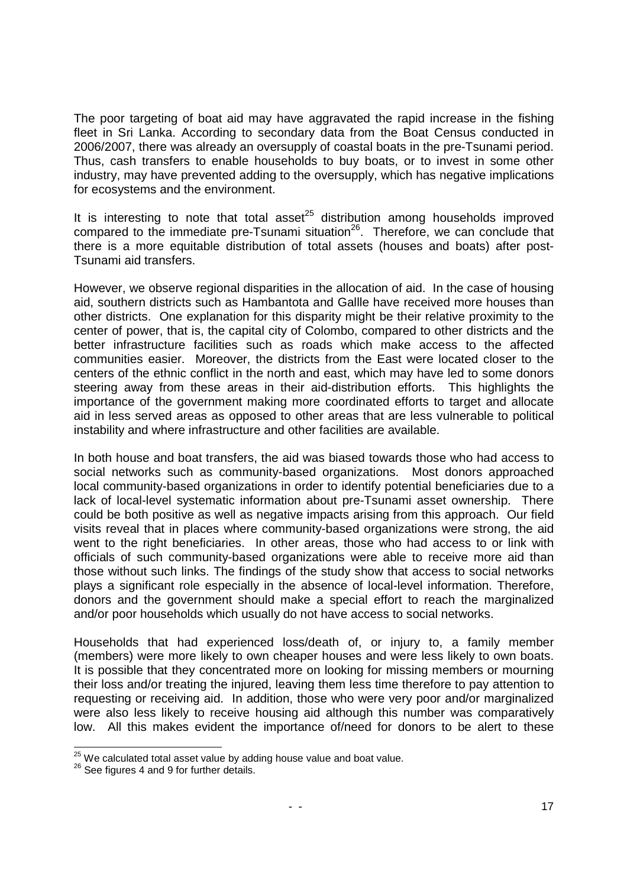The poor targeting of boat aid may have aggravated the rapid increase in the fishing fleet in Sri Lanka. According to secondary data from the Boat Census conducted in 2006/2007, there was already an oversupply of coastal boats in the pre-Tsunami period. Thus, cash transfers to enable households to buy boats, or to invest in some other industry, may have prevented adding to the oversupply, which has negative implications for ecosystems and the environment.

It is interesting to note that total asset[25] distribution among households improved compared to the immediate pre-Tsunami situation[26]. Therefore, we can conclude that there is a more equitable distribution of total assets (houses and boats) after post-Tsunami aid transfers.

However, we observe regional disparities in the allocation of aid. In the case of housing aid, southern districts such as Hambantota and Gallle have received more houses than other districts. One explanation for this disparity might be their relative proximity to the center of power, that is, the capital city of Colombo, compared to other districts and the better infrastructure facilities such as roads which make access to the affected communities easier. Moreover, the districts from the East were located closer to the centers of the ethnic conflict in the north and east, which may have led to some donors steering away from these areas in their aid-distribution efforts. This highlights the importance of the government making more coordinated efforts to target and allocate aid in less served areas as opposed to other areas that are less vulnerable to political instability and where infrastructure and other facilities are available.

In both house and boat transfers, the aid was biased towards those who had access to social networks such as community-based organizations. Most donors approached local community-based organizations in order to identify potential beneficiaries due to a lack of local-level systematic information about pre-Tsunami asset ownership. There could be both positive as well as negative impacts arising from this approach. Our field visits reveal that in places where community-based organizations were strong, the aid went to the right beneficiaries. In other areas, those who had access to or link with officials of such community-based organizations were able to receive more aid than those without such links. The findings of the study show that access to social networks plays a significant role especially in the absence of local-level information. Therefore, donors and the government should make a special effort to reach the marginalized and/or poor households which usually do not have access to social networks.

Households that had experienced loss/death of, or injury to, a family member (members) were more likely to own cheaper houses and were less likely to own boats. It is possible that they concentrated more on looking for missing members or mourning their loss and/or treating the injured, leaving them less time therefore to pay attention to requesting or receiving aid. In addition, those who were very poor and/or marginalized were also less likely to receive housing aid although this number was comparatively low. All this makes evident the importance of/need for donors to be alert to these

[25] We calculated total asset value by adding house value and boat value.

[26] See figures 4 and 9 for further details.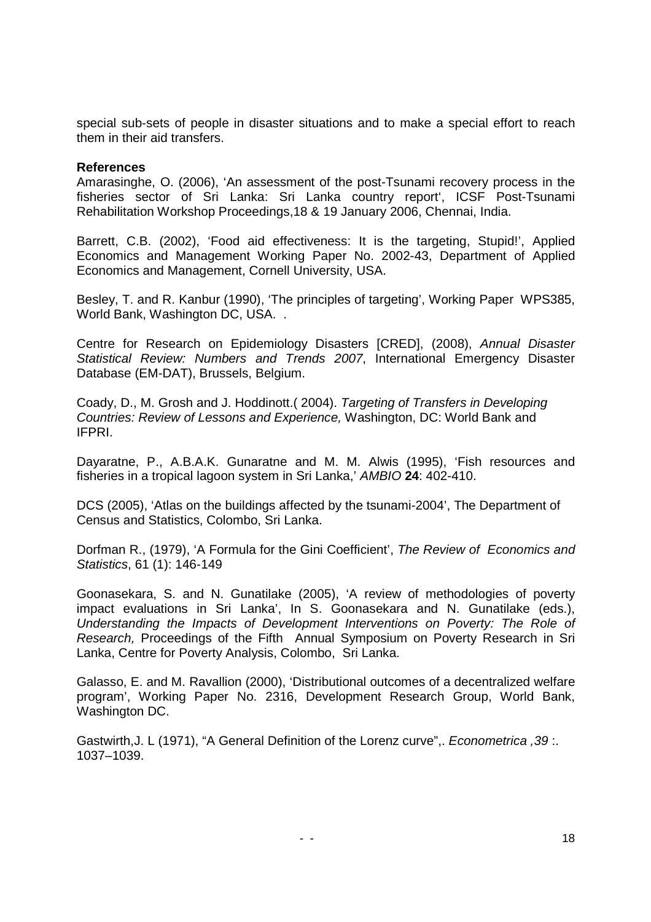special sub-sets of people in disaster situations and to make a special effort to reach them in their aid transfers.

**References**

Amarasinghe, O. (2006), 'An assessment of the post-Tsunami recovery process in the fisheries sector of Sri Lanka: Sri Lanka country report', ICSF Post-Tsunami Rehabilitation Workshop Proceedings,18 & 19 January 2006, Chennai, India.

Barrett, C.B. (2002), 'Food aid effectiveness: It is the targeting, Stupid!', Applied Economics and Management Working Paper No. 2002-43, Department of Applied Economics and Management, Cornell University, USA.

Besley, T. and R. Kanbur (1990), 'The principles of targeting', Working Paper WPS385, World Bank, Washington DC, USA. .

Centre for Research on Epidemiology Disasters [CRED], (2008), *Annual Disaster Statistical Review: Numbers and Trends 2007*, International Emergency Disaster Database (EM-DAT), Brussels, Belgium.

Coady, D., M. Grosh and J. Hoddinott.( 2004). *Targeting of Transfers in Developing Countries: Review of Lessons and Experience,* Washington, DC: World Bank and IFPRI.

Dayaratne, P., A.B.A.K. Gunaratne and M. M. Alwis (1995), 'Fish resources and fisheries in a tropical lagoon system in Sri Lanka,' *AMBIO* **24**: 402-410.

DCS (2005), 'Atlas on the buildings affected by the tsunami-2004', The Department of Census and Statistics, Colombo, Sri Lanka.

Dorfman R., (1979), 'A Formula for the Gini Coefficient', *The Review of Economics and Statistics*, 61 (1): 146-149

Goonasekara, S. and N. Gunatilake (2005), 'A review of methodologies of poverty impact evaluations in Sri Lanka', In S. Goonasekara and N. Gunatilake (eds.), *Understanding the Impacts of Development Interventions on Poverty: The Role of Research,* Proceedings of the Fifth Annual Symposium on Poverty Research in Sri Lanka, Centre for Poverty Analysis, Colombo, Sri Lanka.

Galasso, E. and M. Ravallion (2000), 'Distributional outcomes of a decentralized welfare program', Working Paper No. 2316, Development Research Group, World Bank, Washington DC.

Gastwirth,J. L (1971), "A General Definition of the Lorenz curve",. *Econometrica ,39* :. 1037–1039.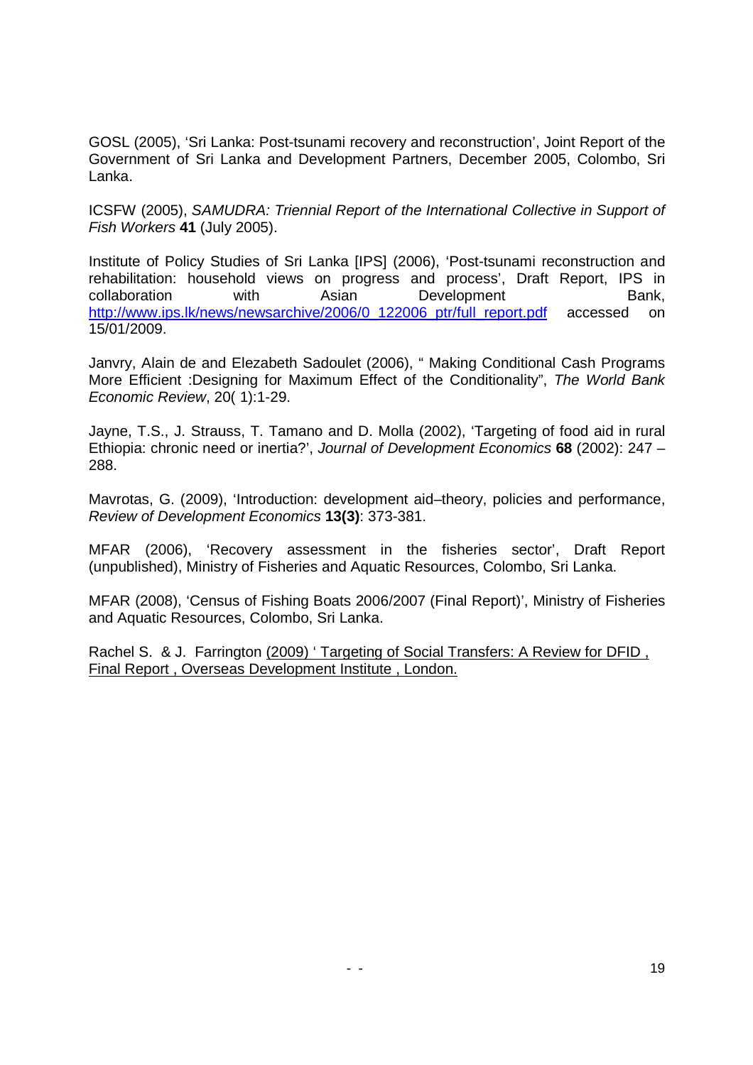GOSL (2005), 'Sri Lanka: Post-tsunami recovery and reconstruction', Joint Report of the Government of Sri Lanka and Development Partners, December 2005, Colombo, Sri Lanka.

ICSFW (2005), *SAMUDRA: Triennial Report of the International Collective in Support of Fish Workers* **41** (July 2005).

Institute of Policy Studies of Sri Lanka [IPS] (2006), 'Post-tsunami reconstruction and rehabilitation: household views on progress and process', Draft Report, IPS in collaboration with Asian Development Bank, http://www.ips.lk/news/newsarchive/2006/0_122006_ptr/full_report.pdf accessed on 15/01/2009.

Janvry, Alain de and Elezabeth Sadoulet (2006), " Making Conditional Cash Programs More Efficient :Designing for Maximum Effect of the Conditionality", *The World Bank Economic Review*, 20( 1):1-29.

Jayne, T.S., J. Strauss, T. Tamano and D. Molla (2002), 'Targeting of food aid in rural Ethiopia: chronic need or inertia?', *Journal of Development Economics* **68** (2002): 247 – 288.

Mavrotas, G. (2009), 'Introduction: development aid–theory, policies and performance, *Review of Development Economics* **13(3)**: 373-381.

MFAR (2006), 'Recovery assessment in the fisheries sector', Draft Report (unpublished), Ministry of Fisheries and Aquatic Resources, Colombo, Sri Lanka.

MFAR (2008), 'Census of Fishing Boats 2006/2007 (Final Report)', Ministry of Fisheries and Aquatic Resources, Colombo, Sri Lanka.

Rachel S. & J. Farrington (2009) ' Targeting of Social Transfers: A Review for DFID , Final Report , Overseas Development Institute , London.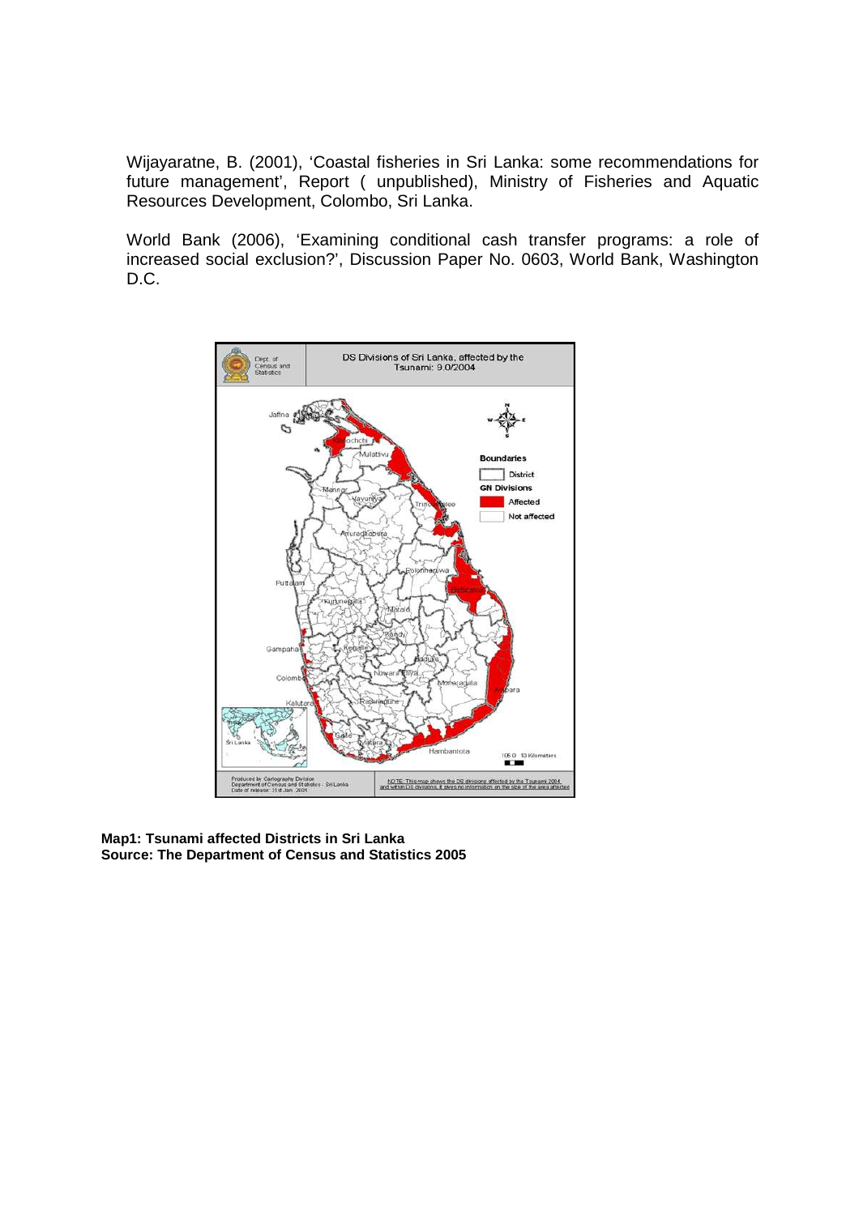Wijayaratne, B. (2001), 'Coastal fisheries in Sri Lanka: some recommendations for future management', Report ( unpublished), Ministry of Fisheries and Aquatic Resources Development, Colombo, Sri Lanka.

World Bank (2006), 'Examining conditional cash transfer programs: a role of increased social exclusion?', Discussion Paper No. 0603, World Bank, Washington D.C.

**Map1: Tsunami affected Districts in Sri Lanka**
**Source: The Department of Census and Statistics 2005**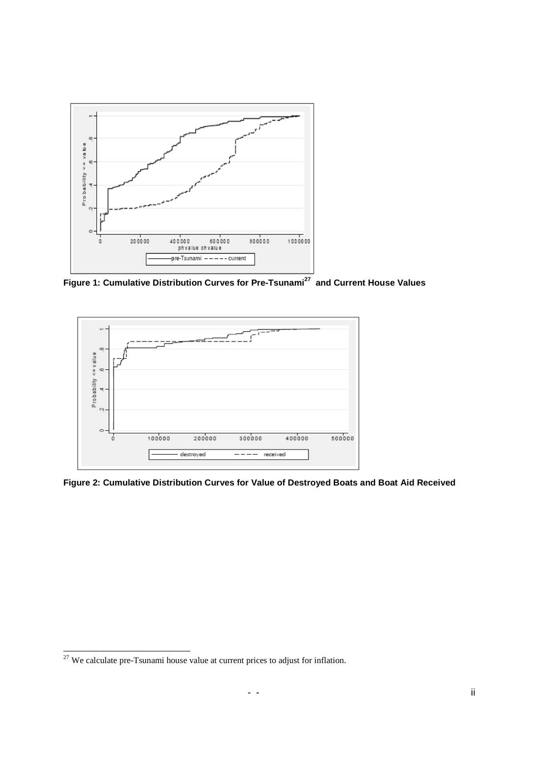**Figure 1: Cumulative Distribution Curves for Pre-Tsunami[27] and Current House Values**

**Figure 2: Cumulative Distribution Curves for Value of Destroyed Boats and Boat Aid Received**

[27] We calculate pre-Tsunami house value at current prices to adjust for inflation.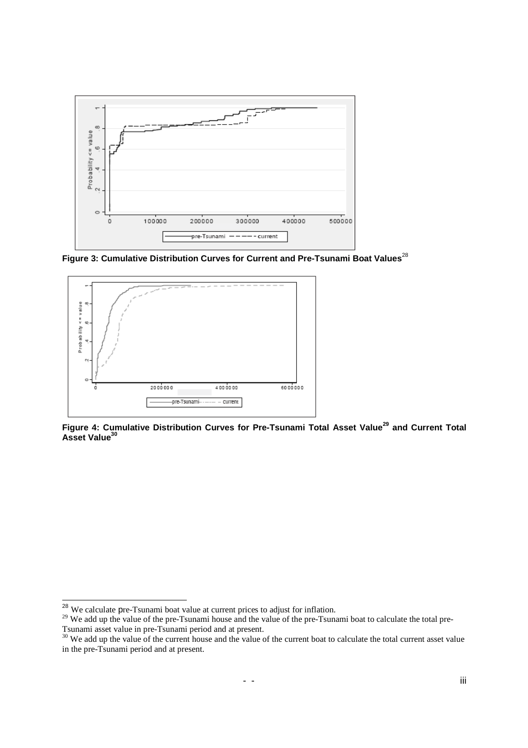**Figure 3: Cumulative Distribution Curves for Current and Pre-Tsunami Boat Values**[28]

**Figure 4: Cumulative Distribution Curves for Pre-Tsunami Total Asset Value**[29] **and Current Total Asset Value**[30]

---

[28] We calculate pre-Tsunami boat value at current prices to adjust for inflation.

[29] We add up the value of the pre-Tsunami house and the value of the pre-Tsunami boat to calculate the total pre-Tsunami asset value in pre-Tsunami period and at present.

[30] We add up the value of the current house and the value of the current boat to calculate the total current asset value in the pre-Tsunami period and at present.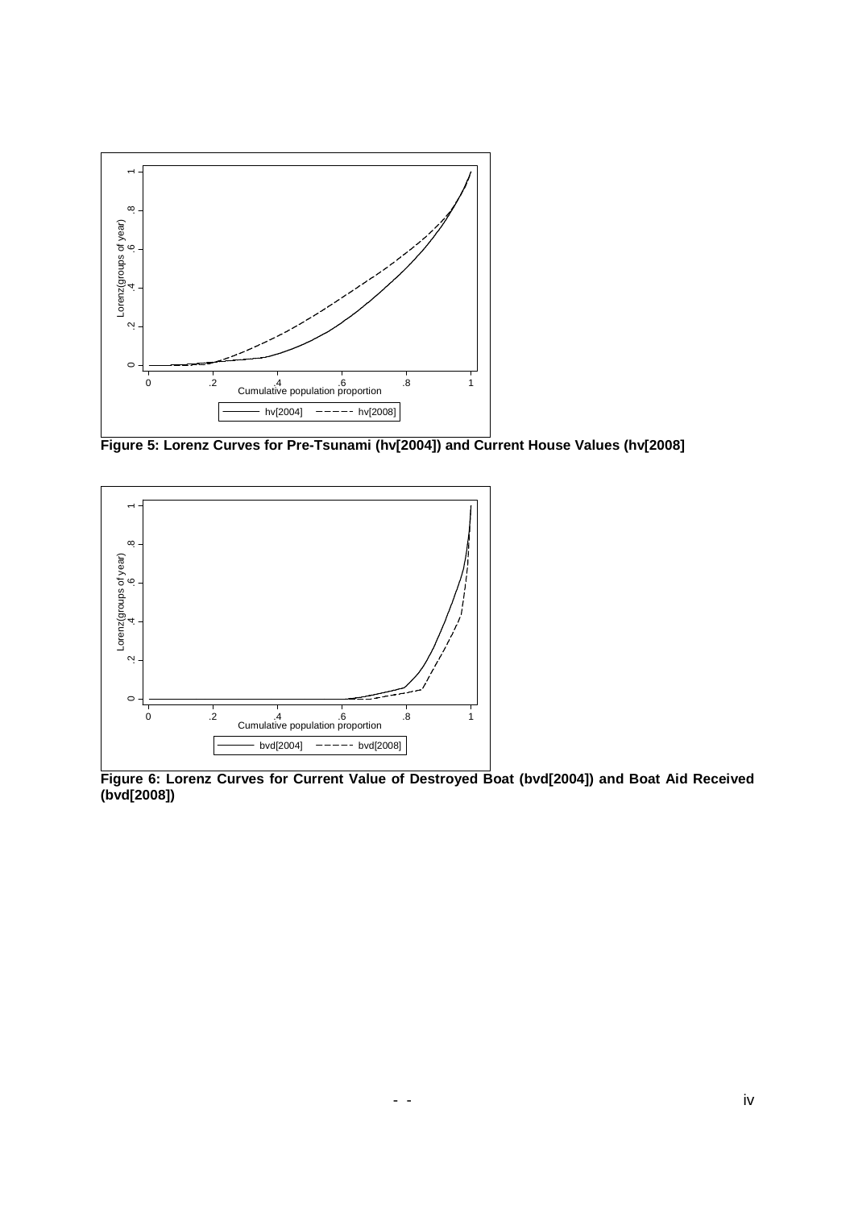**Figure 5: Lorenz Curves for Pre-Tsunami (hv[2004]) and Current House Values (hv[2008]**

**Figure 6: Lorenz Curves for Current Value of Destroyed Boat (bvd[2004]) and Boat Aid Received (bvd[2008])**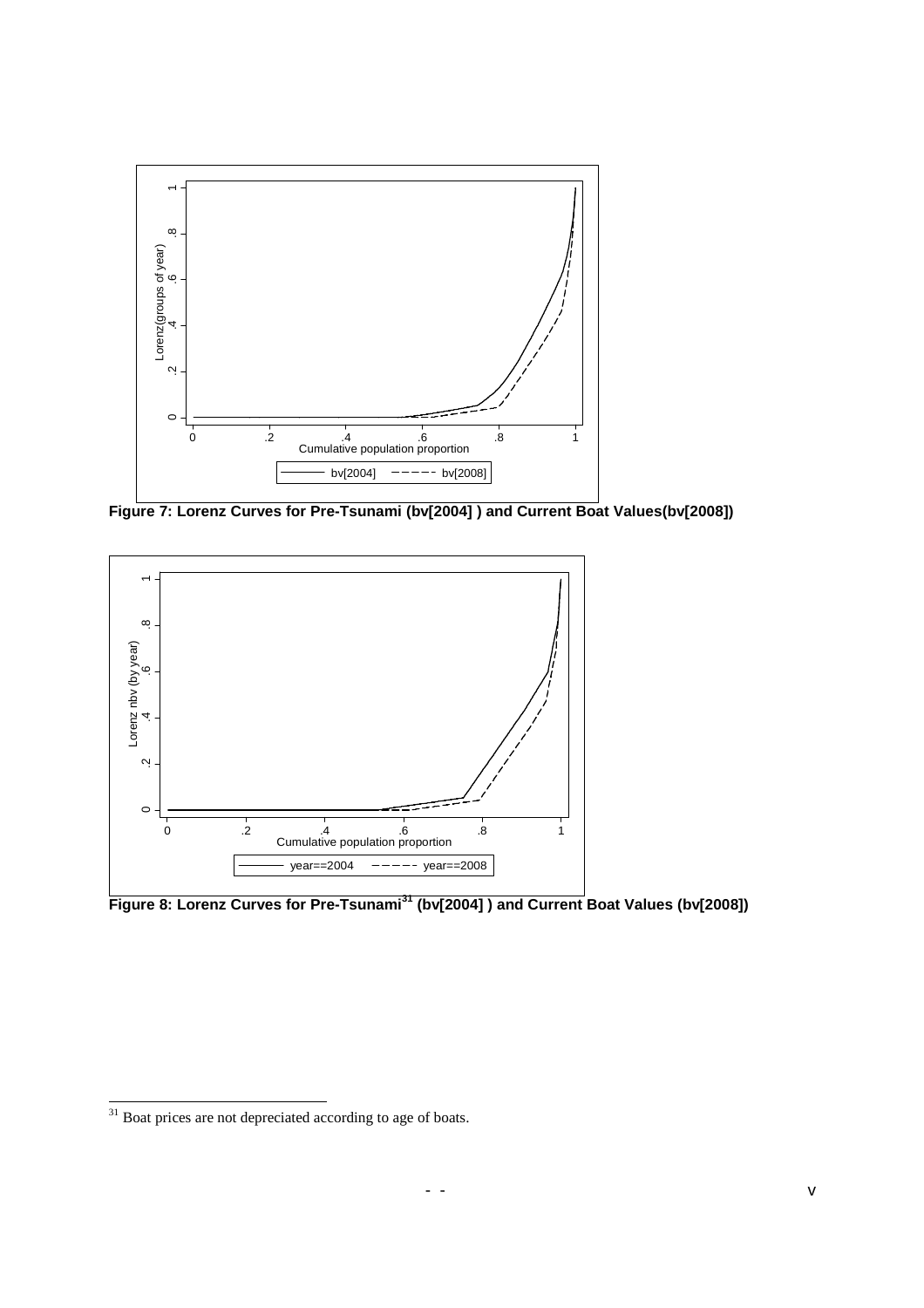**Figure 7: Lorenz Curves for Pre-Tsunami (bv[2004] ) and Current Boat Values(bv[2008])**

**Figure 8: Lorenz Curves for Pre-Tsunami[31] (bv[2004] ) and Current Boat Values (bv[2008])**

[31] Boat prices are not depreciated according to age of boats.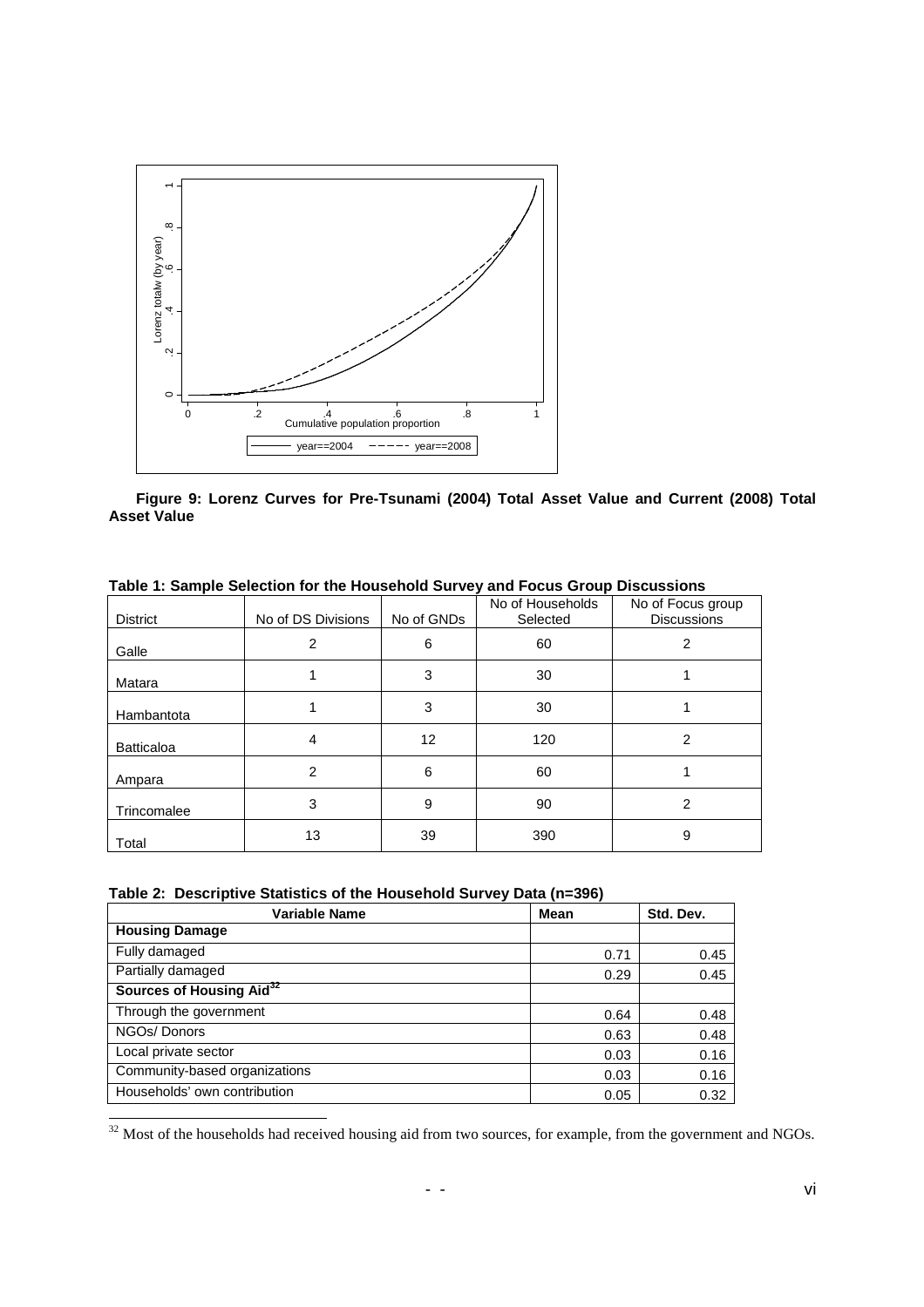**Figure 9: Lorenz Curves for Pre-Tsunami (2004) Total Asset Value and Current (2008) Total Asset Value**

**Table 1: Sample Selection for the Household Survey and Focus Group Discussions**

| District | No of DS Divisions | No of GNDs | No of Households Selected | No of Focus group Discussions |
|---|---|---|---|---|
| Galle | 2 | 6 | 60 | 2 |
| Matara | 1 | 3 | 30 | 1 |
| Hambantota | 1 | 3 | 30 | 1 |
| Batticaloa | 4 | 12 | 120 | 2 |
| Ampara | 2 | 6 | 60 | 1 |
| Trincomalee | 3 | 9 | 90 | 2 |
| Total | 13 | 39 | 390 | 9 |

**Table 2: Descriptive Statistics of the Household Survey Data (n=396)**

| Variable Name | Mean | Std. Dev. |
|---|---|---|
| **Housing Damage** | | |
| Fully damaged | 0.71 | 0.45 |
| Partially damaged | 0.29 | 0.45 |
| **Sources of Housing Aid**[32] | | |
| Through the government | 0.64 | 0.48 |
| NGOs/ Donors | 0.63 | 0.48 |
| Local private sector | 0.03 | 0.16 |
| Community-based organizations | 0.03 | 0.16 |
| Households' own contribution | 0.05 | 0.32 |

[32] Most of the households had received housing aid from two sources, for example, from the government and NGOs.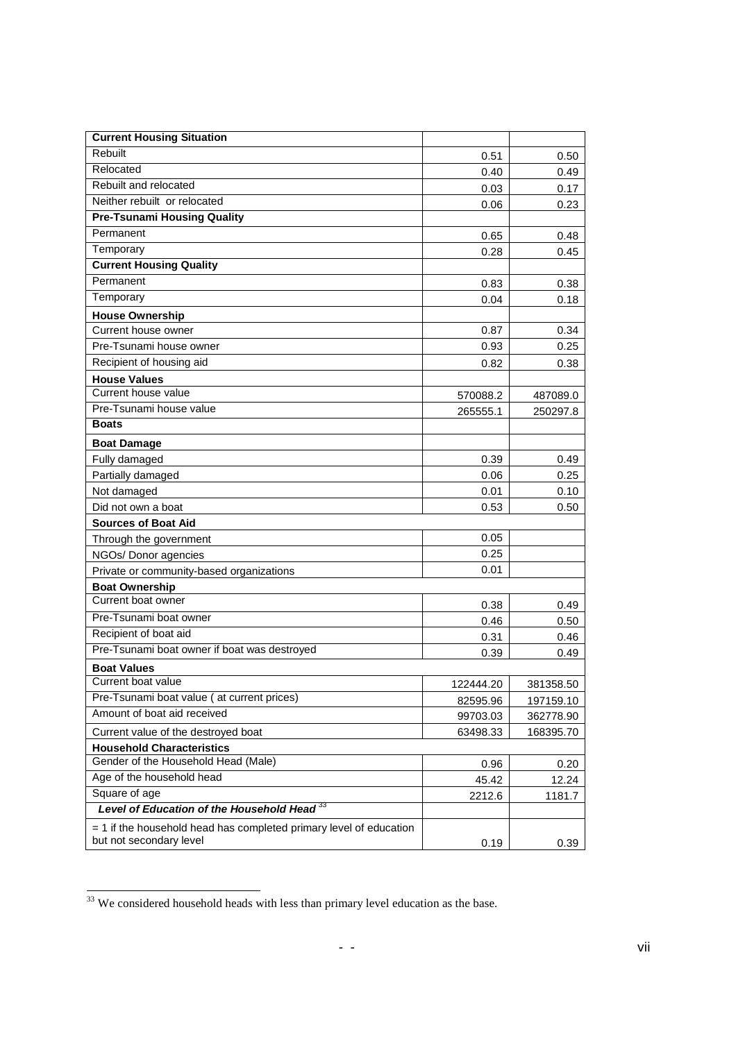| **Current Housing Situation** | | |
|---|---|---|
| Rebuilt | 0.51 | 0.50 |
| Relocated | 0.40 | 0.49 |
| Rebuilt and relocated | 0.03 | 0.17 |
| Neither rebuilt or relocated | 0.06 | 0.23 |
| **Pre-Tsunami Housing Quality** | | |
| Permanent | 0.65 | 0.48 |
| Temporary | 0.28 | 0.45 |
| **Current Housing Quality** | | |
| Permanent | 0.83 | 0.38 |
| Temporary | 0.04 | 0.18 |
| **House Ownership** | | |
| Current house owner | 0.87 | 0.34 |
| Pre-Tsunami house owner | 0.93 | 0.25 |
| Recipient of housing aid | 0.82 | 0.38 |
| **House Values** | | |
| Current house value | 570088.2 | 487089.0 |
| Pre-Tsunami house value | 265555.1 | 250297.8 |
| **Boats** | | |
| **Boat Damage** | | |
| Fully damaged | 0.39 | 0.49 |
| Partially damaged | 0.06 | 0.25 |
| Not damaged | 0.01 | 0.10 |
| Did not own a boat | 0.53 | 0.50 |
| **Sources of Boat Aid** | | |
| Through the government | 0.05 | |
| NGOs/ Donor agencies | 0.25 | |
| Private or community-based organizations | 0.01 | |
| **Boat Ownership** | | |
| Current boat owner | 0.38 | 0.49 |
| Pre-Tsunami boat owner | 0.46 | 0.50 |
| Recipient of boat aid | 0.31 | 0.46 |
| Pre-Tsunami boat owner if boat was destroyed | 0.39 | 0.49 |
| **Boat Values** | | |
| Current boat value | 122444.20 | 381358.50 |
| Pre-Tsunami boat value ( at current prices) | 82595.96 | 197159.10 |
| Amount of boat aid received | 99703.03 | 362778.90 |
| Current value of the destroyed boat | 63498.33 | 168395.70 |
| **Household Characteristics** | | |
| Gender of the Household Head (Male) | 0.96 | 0.20 |
| Age of the household head | 45.42 | 12.24 |
| Square of age | 2212.6 | 1181.7 |
| ***Level of Education of the Household Head*** [33] | | |
| = 1 if the household head has completed primary level of education but not secondary level | 0.19 | 0.39 |

[33] We considered household heads with less than primary level education as the base.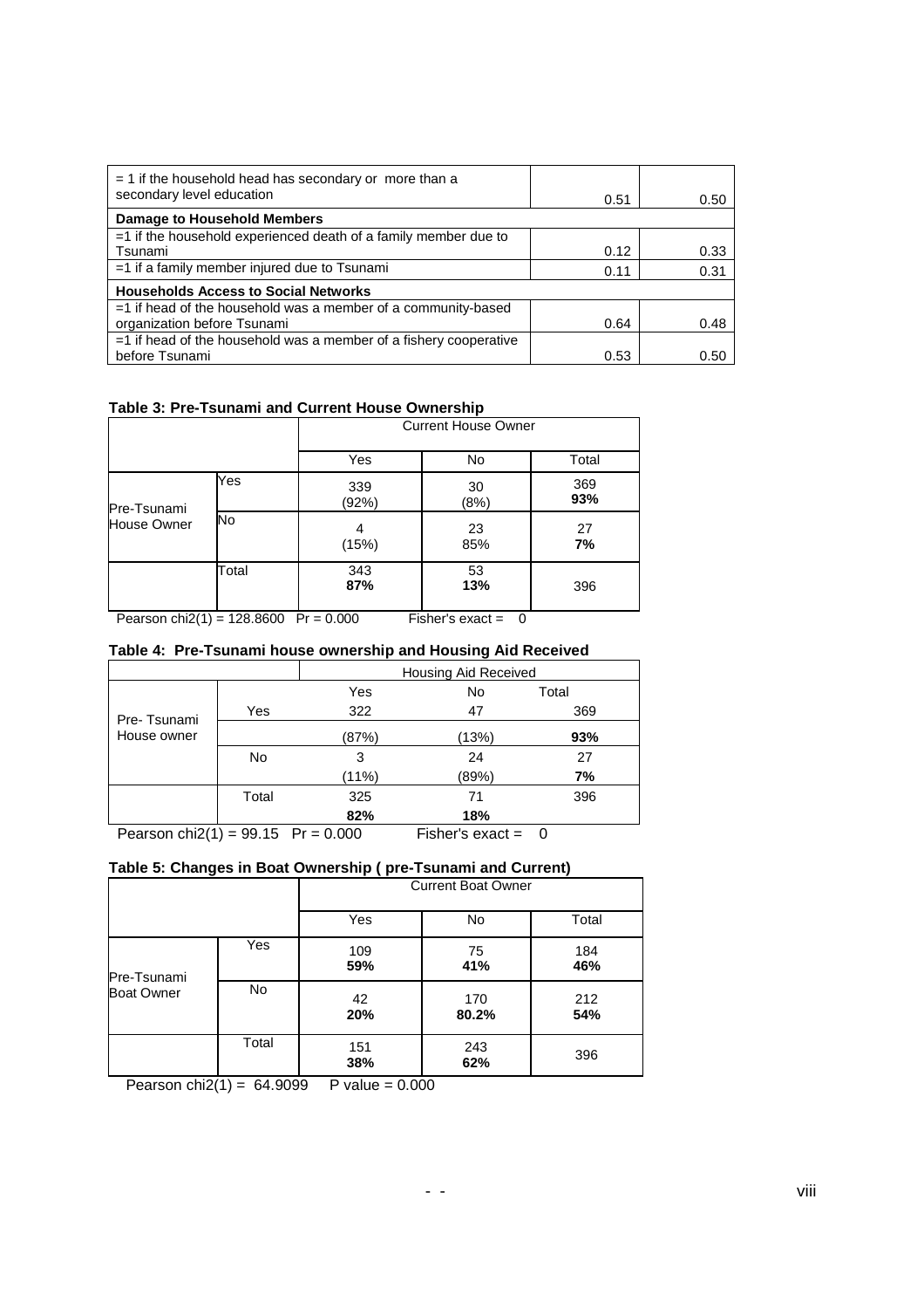| | | |
|---|---|---|
| = 1 if the household head has secondary or more than a secondary level education | 0.51 | 0.50 |
| **Damage to Household Members** | | |
| =1 if the household experienced death of a family member due to Tsunami | 0.12 | 0.33 |
| =1 if a family member injured due to Tsunami | 0.11 | 0.31 |
| **Households Access to Social Networks** | | |
| =1 if head of the household was a member of a community-based organization before Tsunami | 0.64 | 0.48 |
| =1 if head of the household was a member of a fishery cooperative before Tsunami | 0.53 | 0.50 |

**Table 3: Pre-Tsunami and Current House Ownership**

| | | Current House Owner | | |
|---|---|---|---|---|
| | | Yes | No | Total |
| Pre-Tsunami House Owner | Yes | 339 (92%) | 30 (8%) | 369 **93%** |
| | No | 4 (15%) | 23 85% | 27 **7%** |
| | Total | 343 **87%** | 53 **13%** | 396 |

Pearson chi2(1) = 128.8600 Pr = 0.000 Fisher's exact = 0

**Table 4: Pre-Tsunami house ownership and Housing Aid Received**

| | | Housing Aid Received | | |
|---|---|---|---|---|
| | | Yes | No | Total |
| Pre- Tsunami House owner | Yes | 322 | 47 | 369 |
| | | (87%) | (13%) | **93%** |
| | No | 3 | 24 | 27 |
| | | (11%) | (89%) | **7%** |
| | Total | 325 | 71 | 396 |
| | | **82%** | **18%** | |

Pearson chi2(1) = 99.15 Pr = 0.000 Fisher's exact = 0

**Table 5: Changes in Boat Ownership ( pre-Tsunami and Current)**

| | | Current Boat Owner | | |
|---|---|---|---|---|
| | | Yes | No | Total |
| Pre-Tsunami Boat Owner | Yes | 109 **59%** | 75 **41%** | 184 **46%** |
| | No | 42 **20%** | 170 **80.2%** | 212 **54%** |
| | Total | 151 **38%** | 243 **62%** | 396 |

Pearson chi2(1) = 64.9099 P value = 0.000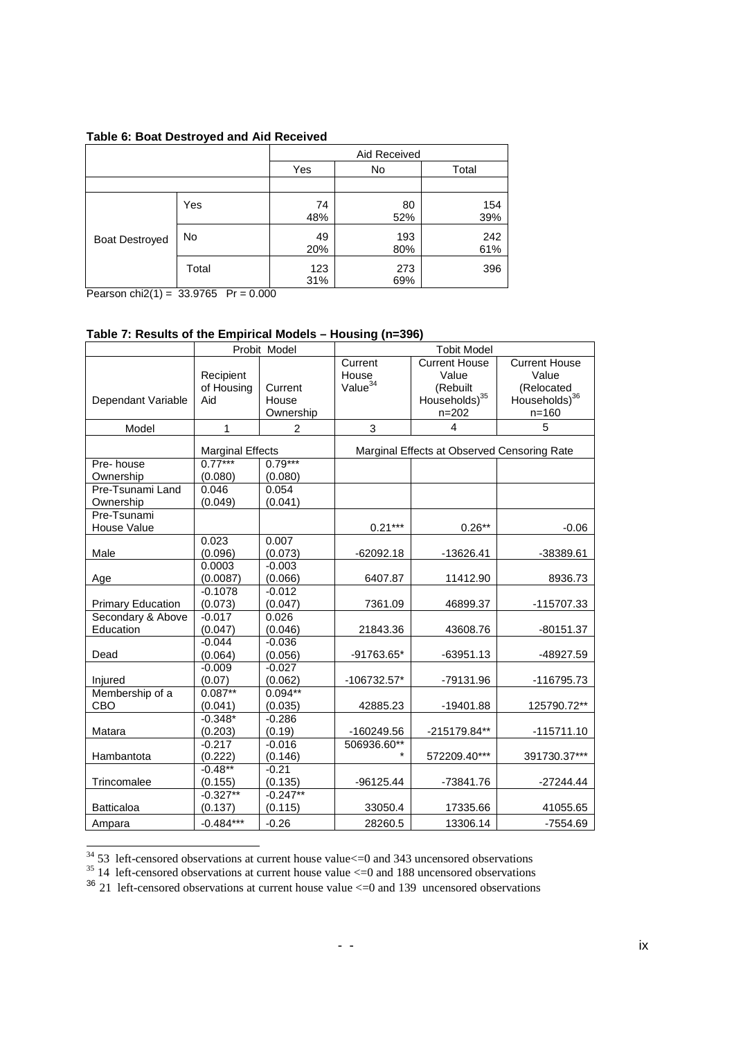**Table 6: Boat Destroyed and Aid Received**

| | | Aid Received | | |
|---|---|---|---|---|
| | | Yes | No | Total |
| Boat Destroyed | Yes | 74<br>48% | 80<br>52% | 154<br>39% |
| | No | 49<br>20% | 193<br>80% | 242<br>61% |
| | Total | 123<br>31% | 273<br>69% | 396 |

Pearson chi2(1) = 33.9765 Pr = 0.000

**Table 7: Results of the Empirical Models – Housing (n=396)**

| | Probit Model | | Tobit Model | | |
|---|---|---|---|---|---|
| Dependant Variable | Recipient of Housing Aid | Current House Ownership | Current House Value[34] | Current House Value (Rebuilt Households)[35] n=202 | Current House Value (Relocated Households)[36] n=160 |
| Model | 1 | 2 | 3 | 4 | 5 |
| | Marginal Effects | | Marginal Effects at Observed Censoring Rate | | |
| Pre- house Ownership | 0.77***<br>(0.080) | 0.79***<br>(0.080) | | | |
| Pre-Tsunami Land Ownership | 0.046<br>(0.049) | 0.054<br>(0.041) | | | |
| Pre-Tsunami House Value | | | 0.21*** | 0.26** | -0.06 |
| Male | 0.023<br>(0.096) | 0.007<br>(0.073) | -62092.18 | -13626.41 | -38389.61 |
| Age | 0.0003<br>(0.0087) | -0.003<br>(0.066) | 6407.87 | 11412.90 | 8936.73 |
| Primary Education | -0.1078<br>(0.073) | -0.012<br>(0.047) | 7361.09 | 46899.37 | -115707.33 |
| Secondary & Above Education | -0.017<br>(0.047) | 0.026<br>(0.046) | 21843.36 | 43608.76 | -80151.37 |
| Dead | -0.044<br>(0.064) | -0.036<br>(0.056) | -91763.65* | -63951.13 | -48927.59 |
| Injured | -0.009<br>(0.07) | -0.027<br>(0.062) | -106732.57* | -79131.96 | -116795.73 |
| Membership of a CBO | 0.087**<br>(0.041) | 0.094**<br>(0.035) | 42885.23 | -19401.88 | 125790.72** |
| Matara | -0.348*<br>(0.203) | -0.286<br>(0.19) | -160249.56 | -215179.84** | -115711.10 |
| Hambantota | -0.217<br>(0.222) | -0.016<br>(0.146) | 506936.60*** | 572209.40*** | 391730.37*** |
| Trincomalee | -0.48**<br>(0.155) | -0.21<br>(0.135) | -96125.44 | -73841.76 | -27244.44 |
| Batticaloa | -0.327**<br>(0.137) | -0.247**<br>(0.115) | 33050.4 | 17335.66 | 41055.65 |
| Ampara | -0.484*** | -0.26 | 28260.5 | 13306.14 | -7554.69 |

[34] 53 left-censored observations at current house value<=0 and 343 uncensored observations

[35] 14 left-censored observations at current house value <=0 and 188 uncensored observations

[36] 21 left-censored observations at current house value <=0 and 139 uncensored observations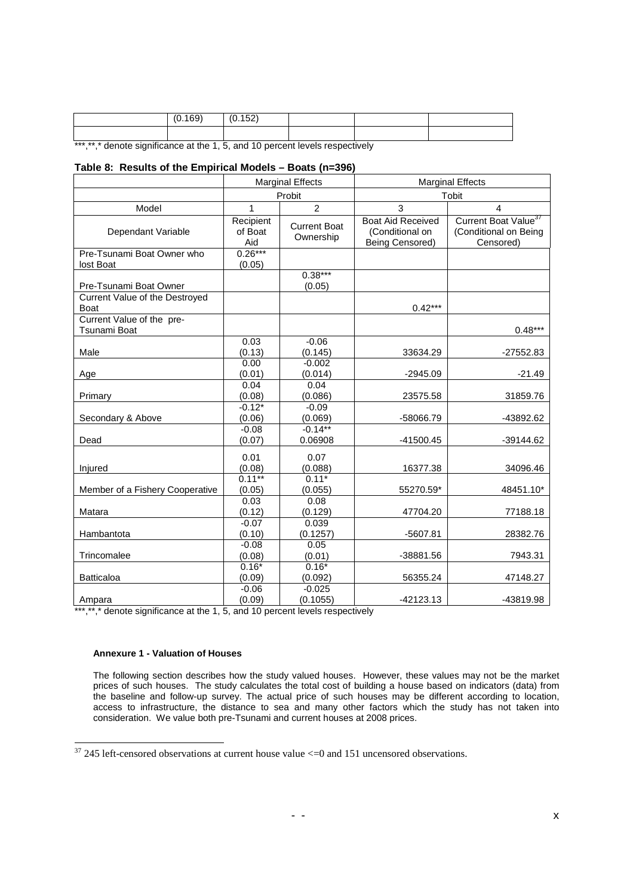| | (0.169) | (0.152) | | | |
|---|---|---|---|---|---|
| | | | | | |

***,**,* denote significance at the 1, 5, and 10 percent levels respectively

**Table 8: Results of the Empirical Models – Boats (n=396)**

| | Marginal Effects | | Marginal Effects | |
|---|---|---|---|---|
| | Probit | | Tobit | |
| Model | 1 | 2 | 3 | 4 |
| Dependant Variable | Recipient of Boat Aid | Current Boat Ownership | Boat Aid Received (Conditional on Being Censored) | Current Boat Value[37] (Conditional on Being Censored) |
| Pre-Tsunami Boat Owner who lost Boat | 0.26***<br>(0.05) | | | |
| Pre-Tsunami Boat Owner | | 0.38***<br>(0.05) | | |
| Current Value of the Destroyed Boat | | | 0.42*** | |
| Current Value of the pre-Tsunami Boat | | | | 0.48*** |
| Male | 0.03<br>(0.13) | -0.06<br>(0.145) | 33634.29 | -27552.83 |
| Age | 0.00<br>(0.01) | -0.002<br>(0.014) | -2945.09 | -21.49 |
| Primary | 0.04<br>(0.08) | 0.04<br>(0.086) | 23575.58 | 31859.76 |
| Secondary & Above | -0.12*<br>(0.06) | -0.09<br>(0.069) | -58066.79 | -43892.62 |
| Dead | -0.08<br>(0.07) | -0.14**<br>0.06908 | -41500.45 | -39144.62 |
| Injured | 0.01<br>(0.08) | 0.07<br>(0.088) | 16377.38 | 34096.46 |
| Member of a Fishery Cooperative | 0.11**<br>(0.05) | 0.11*<br>(0.055) | 55270.59* | 48451.10* |
| Matara | 0.03<br>(0.12) | 0.08<br>(0.129) | 47704.20 | 77188.18 |
| Hambantota | -0.07<br>(0.10) | 0.039<br>(0.1257) | -5607.81 | 28382.76 |
| Trincomalee | -0.08<br>(0.08) | 0.05<br>(0.01) | -38881.56 | 7943.31 |
| Batticaloa | 0.16*<br>(0.09) | 0.16*<br>(0.092) | 56355.24 | 47148.27 |
| Ampara | -0.06<br>(0.09) | -0.025<br>(0.1055) | -42123.13 | -43819.98 |

***,**,* denote significance at the 1, 5, and 10 percent levels respectively

**Annexure 1 - Valuation of Houses**

The following section describes how the study valued houses. However, these values may not be the market prices of such houses. The study calculates the total cost of building a house based on indicators (data) from the baseline and follow-up survey. The actual price of such houses may be different according to location, access to infrastructure, the distance to sea and many other factors which the study has not taken into consideration. We value both pre-Tsunami and current houses at 2008 prices.

[37] 245 left-censored observations at current house value <=0 and 151 uncensored observations.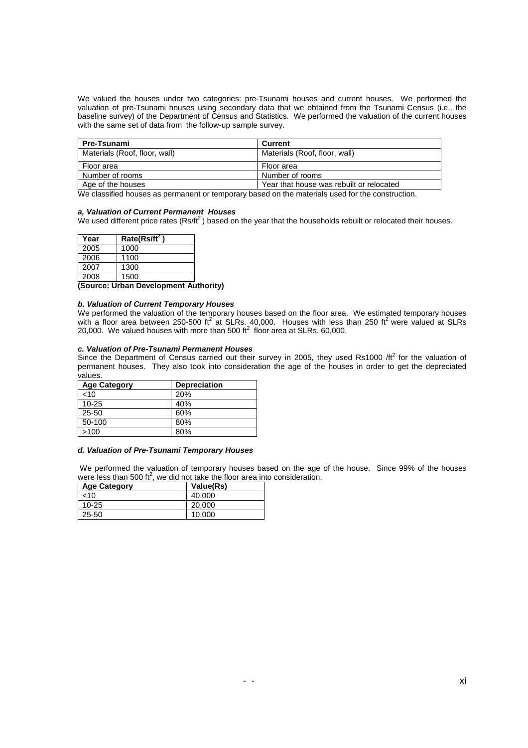We valued the houses under two categories: pre-Tsunami houses and current houses. We performed the valuation of pre-Tsunami houses using secondary data that we obtained from the Tsunami Census (i.e., the baseline survey) of the Department of Census and Statistics. We performed the valuation of the current houses with the same set of data from the follow-up sample survey.

| **Pre-Tsunami** | **Current** |
|---|---|
| Materials (Roof, floor, wall) | Materials (Roof, floor, wall) |
| Floor area | Floor area |
| Number of rooms | Number of rooms |
| Age of the houses | Year that house was rebuilt or relocated |

We classified houses as permanent or temporary based on the materials used for the construction.

#### *a, Valuation of Current Permanent Houses*

We used different price rates (Rs/ft$^2$) based on the year that the households rebuilt or relocated their houses.

| **Year** | **Rate(Rs/ft$^2$)** |
|---|---|
| 2005 | 1000 |
| 2006 | 1100 |
| 2007 | 1300 |
| 2008 | 1500 |

**(Source: Urban Development Authority)**

#### *b. Valuation of Current Temporary Houses*

We performed the valuation of the temporary houses based on the floor area. We estimated temporary houses with a floor area between 250-500 ft$^2$ at SLRs. 40,000. Houses with less than 250 ft$^2$ were valued at SLRs 20,000. We valued houses with more than 500 ft$^2$ floor area at SLRs. 60,000.

#### *c. Valuation of Pre-Tsunami Permanent Houses*

Since the Department of Census carried out their survey in 2005, they used Rs1000 /ft$^2$ for the valuation of permanent houses. They also took into consideration the age of the houses in order to get the depreciated values.

| **Age Category** | **Depreciation** |
|---|---|
| <10 | 20% |
| 10-25 | 40% |
| 25-50 | 60% |
| 50-100 | 80% |
| >100 | 80% |

#### *d. Valuation of Pre-Tsunami Temporary Houses*

We performed the valuation of temporary houses based on the age of the house. Since 99% of the houses were less than 500 ft$^2$, we did not take the floor area into consideration.

| **Age Category** | **Value(Rs)** |
|---|---|
| <10 | 40,000 |
| 10-25 | 20,000 |
| 25-50 | 10,000 |